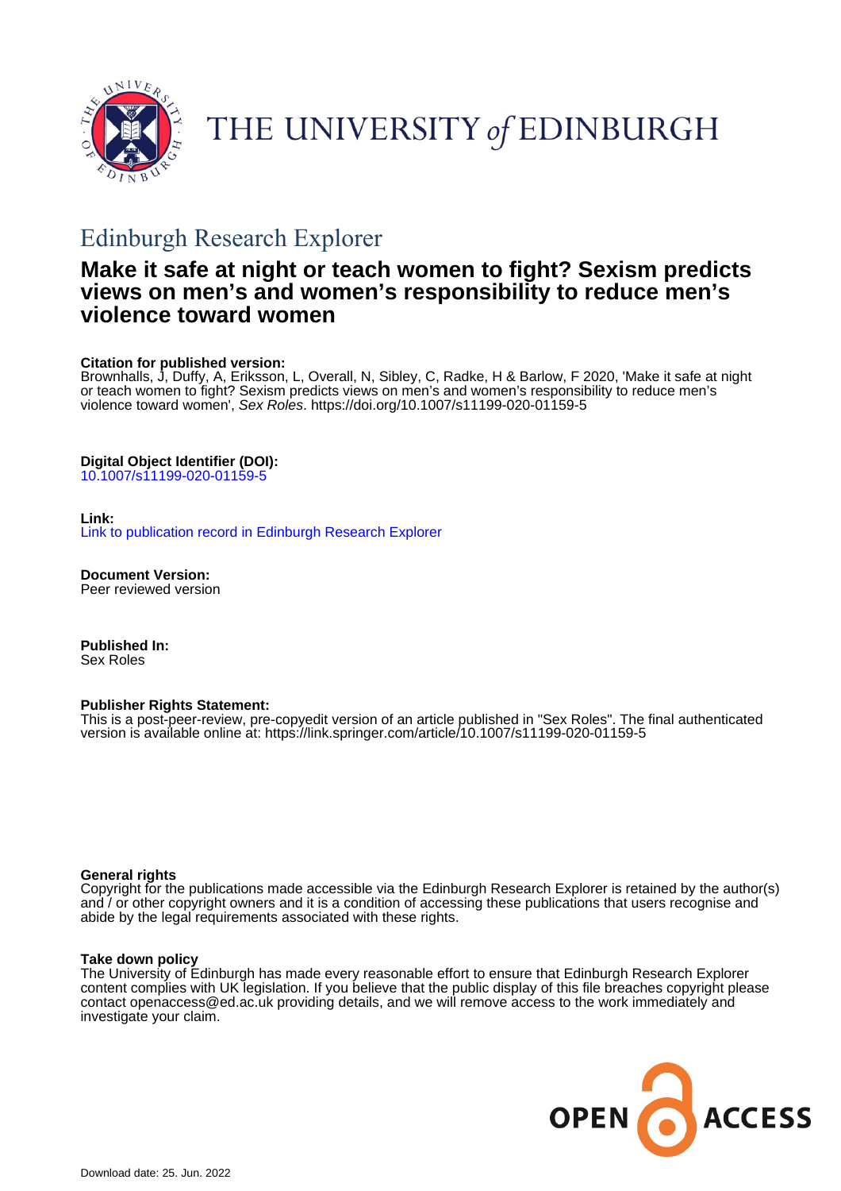THE UNIVERSITY *of* EDINBURGH

## Edinburgh Research Explorer

# Make it safe at night or teach women to fight? Sexism predicts views on men's and women's responsibility to reduce men's violence toward women

**Citation for published version:**
Brownhalls, J, Duffy, A, Eriksson, L, Overall, N, Sibley, C, Radke, H & Barlow, F 2020, 'Make it safe at night or teach women to fight? Sexism predicts views on men's and women's responsibility to reduce men's violence toward women', *Sex Roles*. https://doi.org/10.1007/s11199-020-01159-5

**Digital Object Identifier (DOI):**
10.1007/s11199-020-01159-5

**Link:**
Link to publication record in Edinburgh Research Explorer

**Document Version:**
Peer reviewed version

**Published In:**
Sex Roles

**Publisher Rights Statement:**
This is a post-peer-review, pre-copyedit version of an article published in "Sex Roles". The final authenticated version is available online at: https://link.springer.com/article/10.1007/s11199-020-01159-5

**General rights**
Copyright for the publications made accessible via the Edinburgh Research Explorer is retained by the author(s) and / or other copyright owners and it is a condition of accessing these publications that users recognise and abide by the legal requirements associated with these rights.

**Take down policy**
The University of Edinburgh has made every reasonable effort to ensure that Edinburgh Research Explorer content complies with UK legislation. If you believe that the public display of this file breaches copyright please contact openaccess@ed.ac.uk providing details, and we will remove access to the work immediately and investigate your claim.

OPEN ACCESS

Download date: 25. Jun. 2022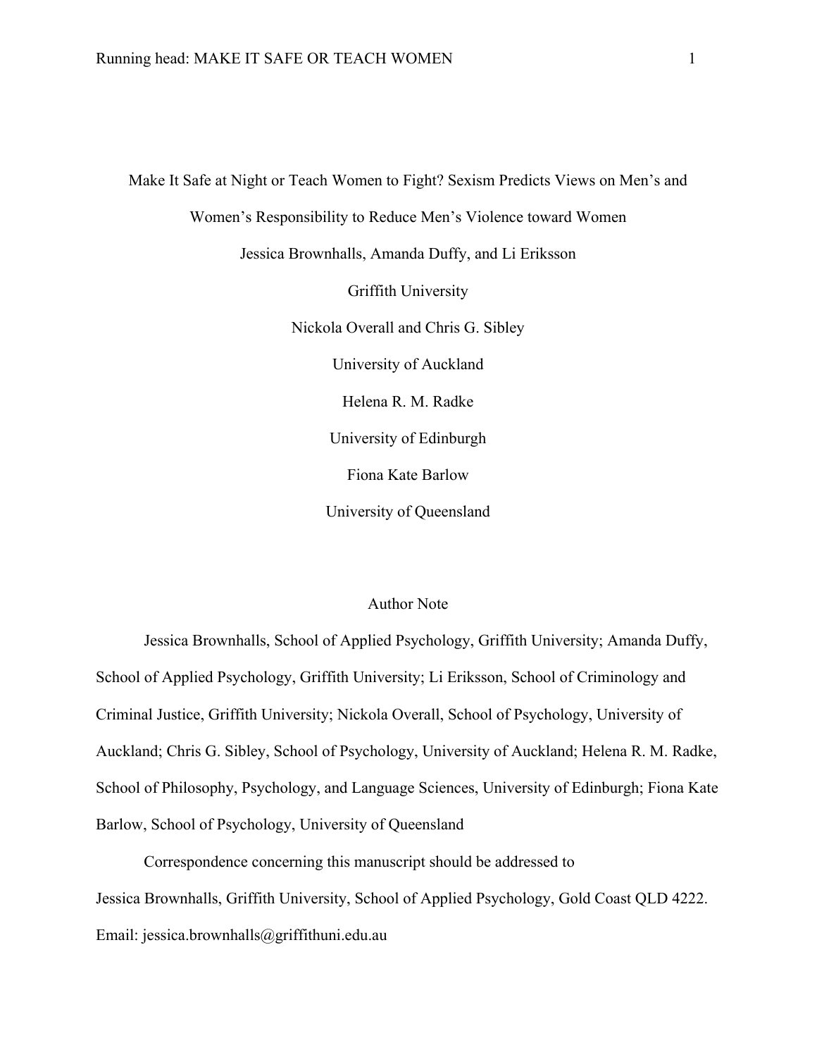# Make It Safe at Night or Teach Women to Fight? Sexism Predicts Views on Men's and Women's Responsibility to Reduce Men's Violence toward Women

Jessica Brownhalls, Amanda Duffy, and Li Eriksson

Griffith University

Nickola Overall and Chris G. Sibley

University of Auckland

Helena R. M. Radke

University of Edinburgh

Fiona Kate Barlow

University of Queensland

## Author Note

Jessica Brownhalls, School of Applied Psychology, Griffith University; Amanda Duffy, School of Applied Psychology, Griffith University; Li Eriksson, School of Criminology and Criminal Justice, Griffith University; Nickola Overall, School of Psychology, University of Auckland; Chris G. Sibley, School of Psychology, University of Auckland; Helena R. M. Radke, School of Philosophy, Psychology, and Language Sciences, University of Edinburgh; Fiona Kate Barlow, School of Psychology, University of Queensland

Correspondence concerning this manuscript should be addressed to Jessica Brownhalls, Griffith University, School of Applied Psychology, Gold Coast QLD 4222. Email: jessica.brownhalls@griffithuni.edu.au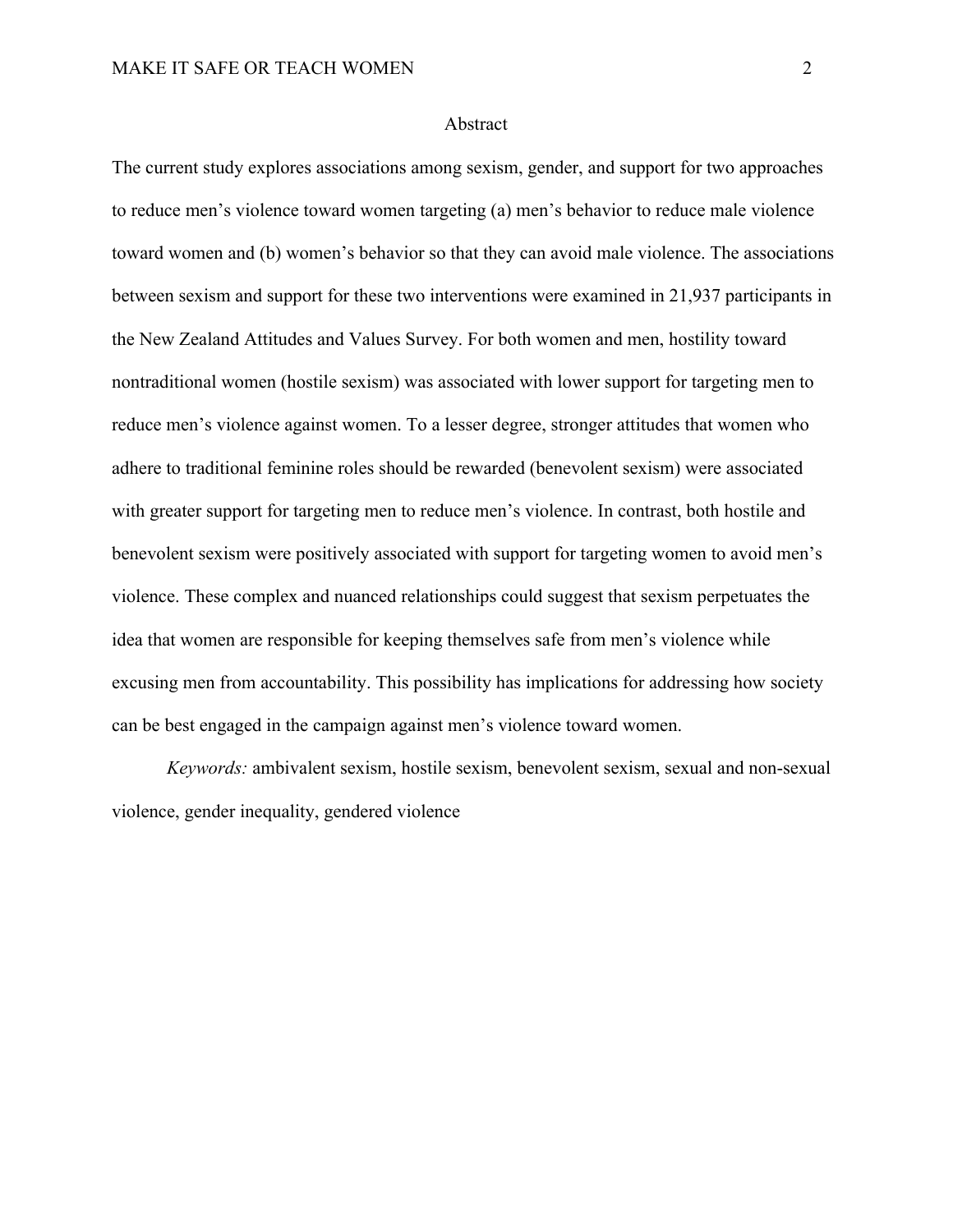## Abstract

The current study explores associations among sexism, gender, and support for two approaches to reduce men's violence toward women targeting (a) men's behavior to reduce male violence toward women and (b) women's behavior so that they can avoid male violence. The associations between sexism and support for these two interventions were examined in 21,937 participants in the New Zealand Attitudes and Values Survey. For both women and men, hostility toward nontraditional women (hostile sexism) was associated with lower support for targeting men to reduce men's violence against women. To a lesser degree, stronger attitudes that women who adhere to traditional feminine roles should be rewarded (benevolent sexism) were associated with greater support for targeting men to reduce men's violence. In contrast, both hostile and benevolent sexism were positively associated with support for targeting women to avoid men's violence. These complex and nuanced relationships could suggest that sexism perpetuates the idea that women are responsible for keeping themselves safe from men's violence while excusing men from accountability. This possibility has implications for addressing how society can be best engaged in the campaign against men's violence toward women.

*Keywords:* ambivalent sexism, hostile sexism, benevolent sexism, sexual and non-sexual violence, gender inequality, gendered violence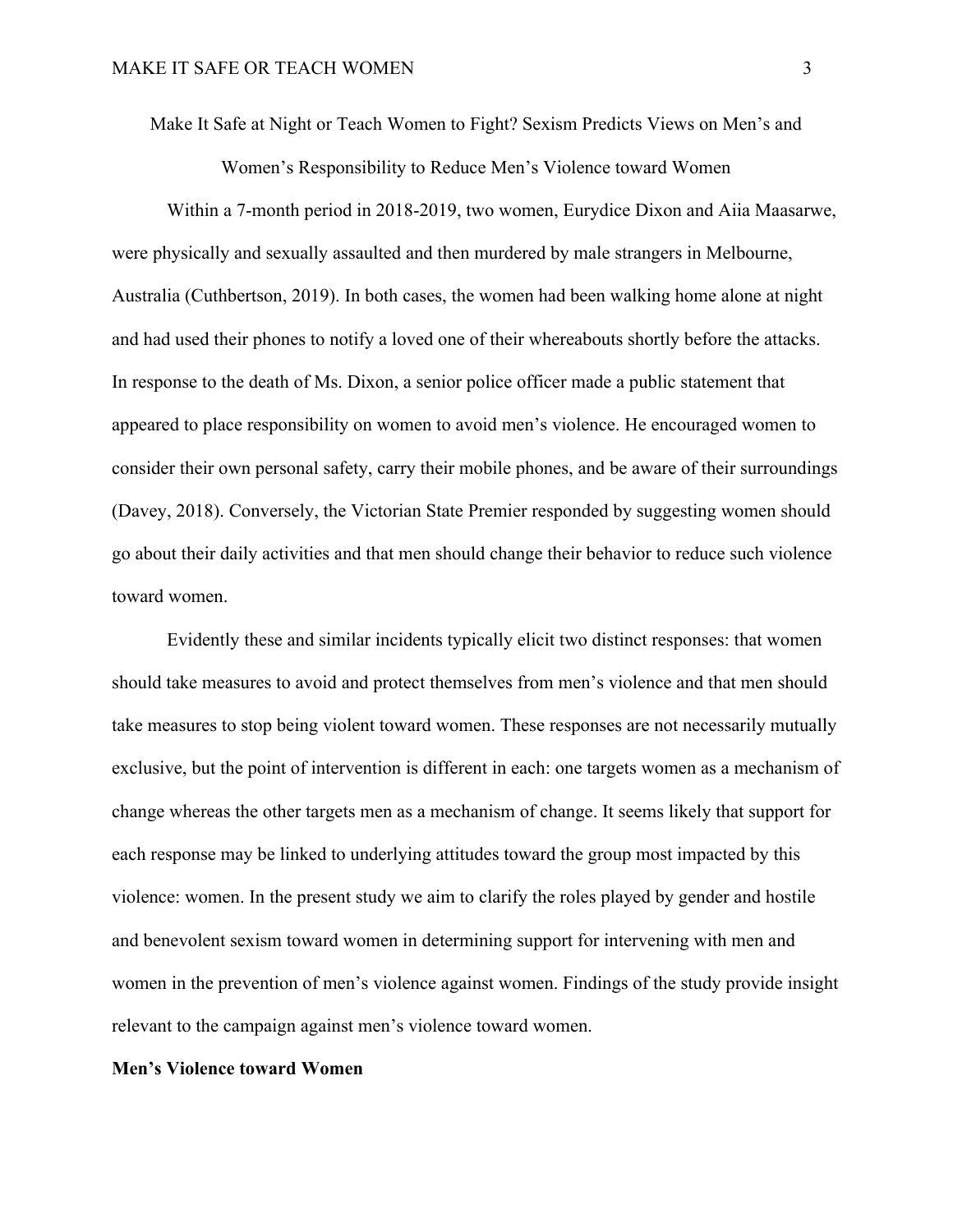# Make It Safe at Night or Teach Women to Fight? Sexism Predicts Views on Men's and Women's Responsibility to Reduce Men's Violence toward Women

Within a 7-month period in 2018-2019, two women, Eurydice Dixon and Aiia Maasarwe, were physically and sexually assaulted and then murdered by male strangers in Melbourne, Australia (Cuthbertson, 2019). In both cases, the women had been walking home alone at night and had used their phones to notify a loved one of their whereabouts shortly before the attacks. In response to the death of Ms. Dixon, a senior police officer made a public statement that appeared to place responsibility on women to avoid men's violence. He encouraged women to consider their own personal safety, carry their mobile phones, and be aware of their surroundings (Davey, 2018). Conversely, the Victorian State Premier responded by suggesting women should go about their daily activities and that men should change their behavior to reduce such violence toward women.

Evidently these and similar incidents typically elicit two distinct responses: that women should take measures to avoid and protect themselves from men's violence and that men should take measures to stop being violent toward women. These responses are not necessarily mutually exclusive, but the point of intervention is different in each: one targets women as a mechanism of change whereas the other targets men as a mechanism of change. It seems likely that support for each response may be linked to underlying attitudes toward the group most impacted by this violence: women. In the present study we aim to clarify the roles played by gender and hostile and benevolent sexism toward women in determining support for intervening with men and women in the prevention of men's violence against women. Findings of the study provide insight relevant to the campaign against men's violence toward women.

## Men's Violence toward Women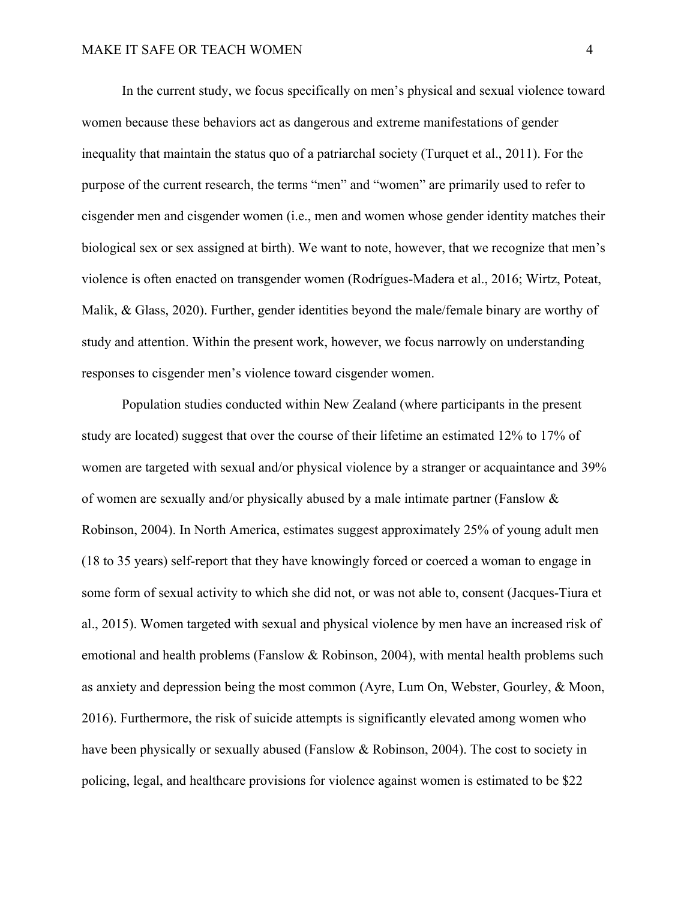In the current study, we focus specifically on men's physical and sexual violence toward women because these behaviors act as dangerous and extreme manifestations of gender inequality that maintain the status quo of a patriarchal society (Turquet et al., 2011). For the purpose of the current research, the terms "men" and "women" are primarily used to refer to cisgender men and cisgender women (i.e., men and women whose gender identity matches their biological sex or sex assigned at birth). We want to note, however, that we recognize that men's violence is often enacted on transgender women (Rodrígues-Madera et al., 2016; Wirtz, Poteat, Malik, & Glass, 2020). Further, gender identities beyond the male/female binary are worthy of study and attention. Within the present work, however, we focus narrowly on understanding responses to cisgender men's violence toward cisgender women.

Population studies conducted within New Zealand (where participants in the present study are located) suggest that over the course of their lifetime an estimated 12% to 17% of women are targeted with sexual and/or physical violence by a stranger or acquaintance and 39% of women are sexually and/or physically abused by a male intimate partner (Fanslow & Robinson, 2004). In North America, estimates suggest approximately 25% of young adult men (18 to 35 years) self-report that they have knowingly forced or coerced a woman to engage in some form of sexual activity to which she did not, or was not able to, consent (Jacques-Tiura et al., 2015). Women targeted with sexual and physical violence by men have an increased risk of emotional and health problems (Fanslow & Robinson, 2004), with mental health problems such as anxiety and depression being the most common (Ayre, Lum On, Webster, Gourley, & Moon, 2016). Furthermore, the risk of suicide attempts is significantly elevated among women who have been physically or sexually abused (Fanslow & Robinson, 2004). The cost to society in policing, legal, and healthcare provisions for violence against women is estimated to be $22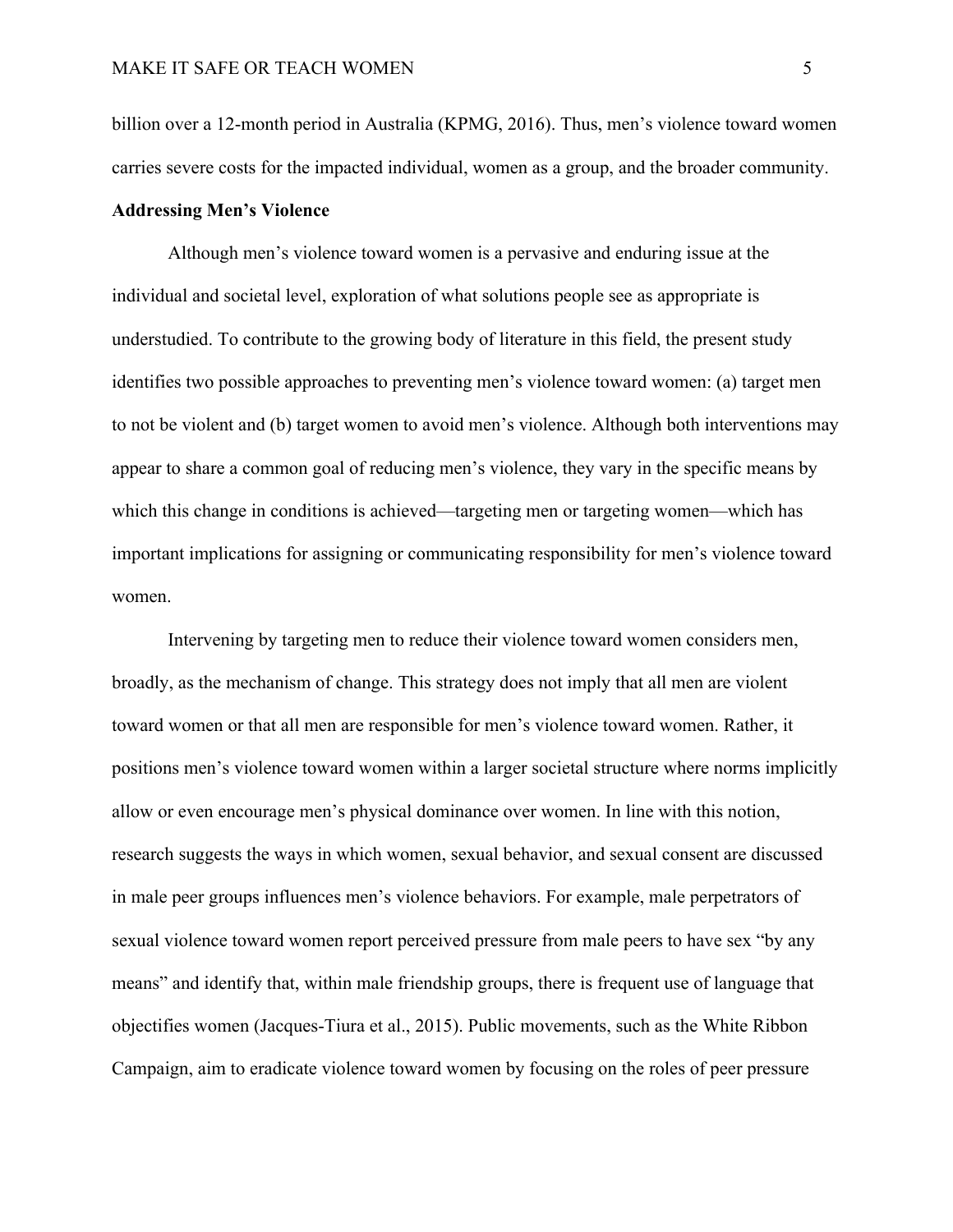billion over a 12-month period in Australia (KPMG, 2016). Thus, men's violence toward women carries severe costs for the impacted individual, women as a group, and the broader community.

## Addressing Men's Violence

Although men's violence toward women is a pervasive and enduring issue at the individual and societal level, exploration of what solutions people see as appropriate is understudied. To contribute to the growing body of literature in this field, the present study identifies two possible approaches to preventing men's violence toward women: (a) target men to not be violent and (b) target women to avoid men's violence. Although both interventions may appear to share a common goal of reducing men's violence, they vary in the specific means by which this change in conditions is achieved—targeting men or targeting women—which has important implications for assigning or communicating responsibility for men's violence toward women.

Intervening by targeting men to reduce their violence toward women considers men, broadly, as the mechanism of change. This strategy does not imply that all men are violent toward women or that all men are responsible for men's violence toward women. Rather, it positions men's violence toward women within a larger societal structure where norms implicitly allow or even encourage men's physical dominance over women. In line with this notion, research suggests the ways in which women, sexual behavior, and sexual consent are discussed in male peer groups influences men's violence behaviors. For example, male perpetrators of sexual violence toward women report perceived pressure from male peers to have sex "by any means" and identify that, within male friendship groups, there is frequent use of language that objectifies women (Jacques-Tiura et al., 2015). Public movements, such as the White Ribbon Campaign, aim to eradicate violence toward women by focusing on the roles of peer pressure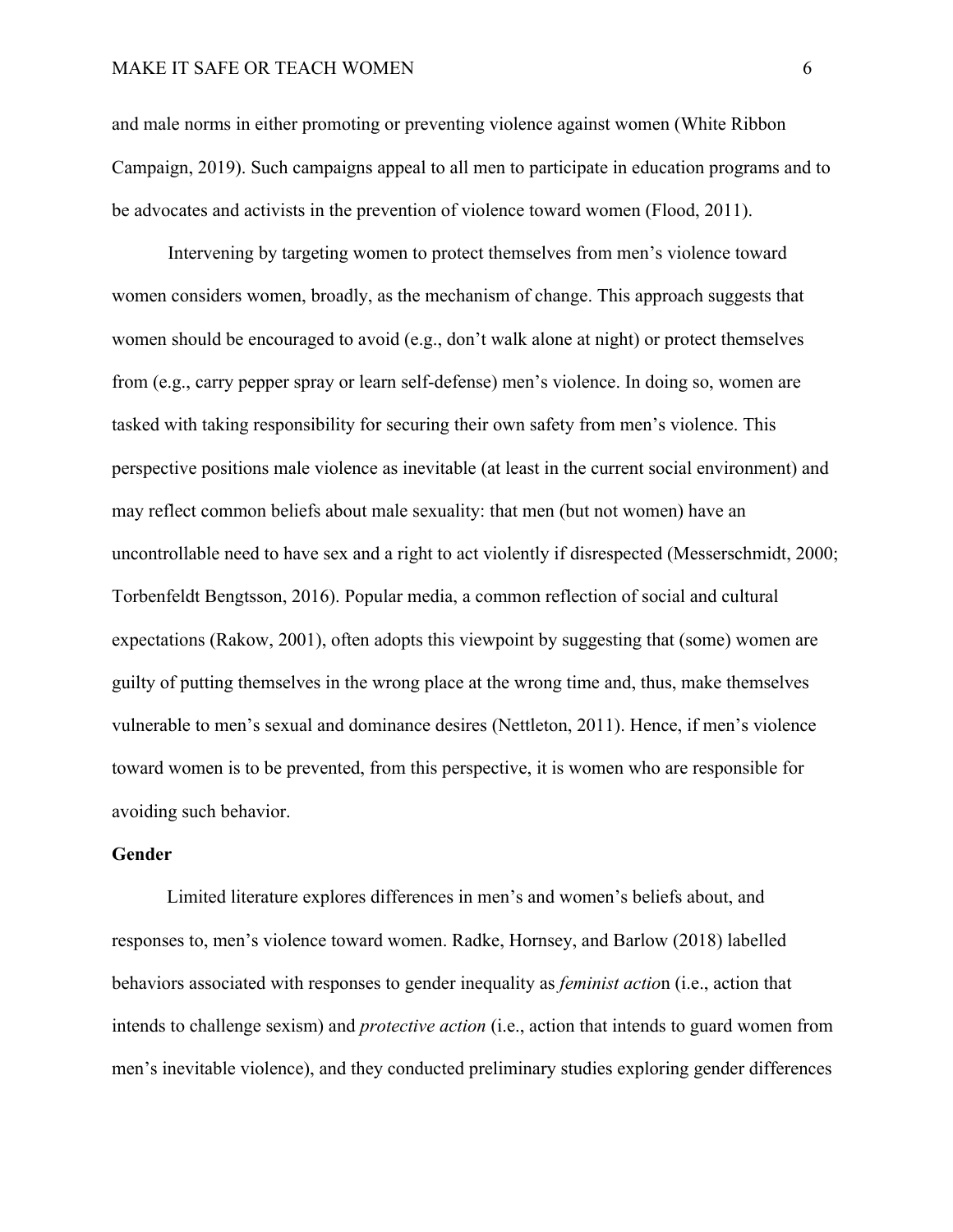and male norms in either promoting or preventing violence against women (White Ribbon Campaign, 2019). Such campaigns appeal to all men to participate in education programs and to be advocates and activists in the prevention of violence toward women (Flood, 2011).

Intervening by targeting women to protect themselves from men's violence toward women considers women, broadly, as the mechanism of change. This approach suggests that women should be encouraged to avoid (e.g., don't walk alone at night) or protect themselves from (e.g., carry pepper spray or learn self-defense) men's violence. In doing so, women are tasked with taking responsibility for securing their own safety from men's violence. This perspective positions male violence as inevitable (at least in the current social environment) and may reflect common beliefs about male sexuality: that men (but not women) have an uncontrollable need to have sex and a right to act violently if disrespected (Messerschmidt, 2000; Torbenfeldt Bengtsson, 2016). Popular media, a common reflection of social and cultural expectations (Rakow, 2001), often adopts this viewpoint by suggesting that (some) women are guilty of putting themselves in the wrong place at the wrong time and, thus, make themselves vulnerable to men's sexual and dominance desires (Nettleton, 2011). Hence, if men's violence toward women is to be prevented, from this perspective, it is women who are responsible for avoiding such behavior.

## Gender

Limited literature explores differences in men's and women's beliefs about, and responses to, men's violence toward women. Radke, Hornsey, and Barlow (2018) labelled behaviors associated with responses to gender inequality as *feminist action* (i.e., action that intends to challenge sexism) and *protective action* (i.e., action that intends to guard women from men's inevitable violence), and they conducted preliminary studies exploring gender differences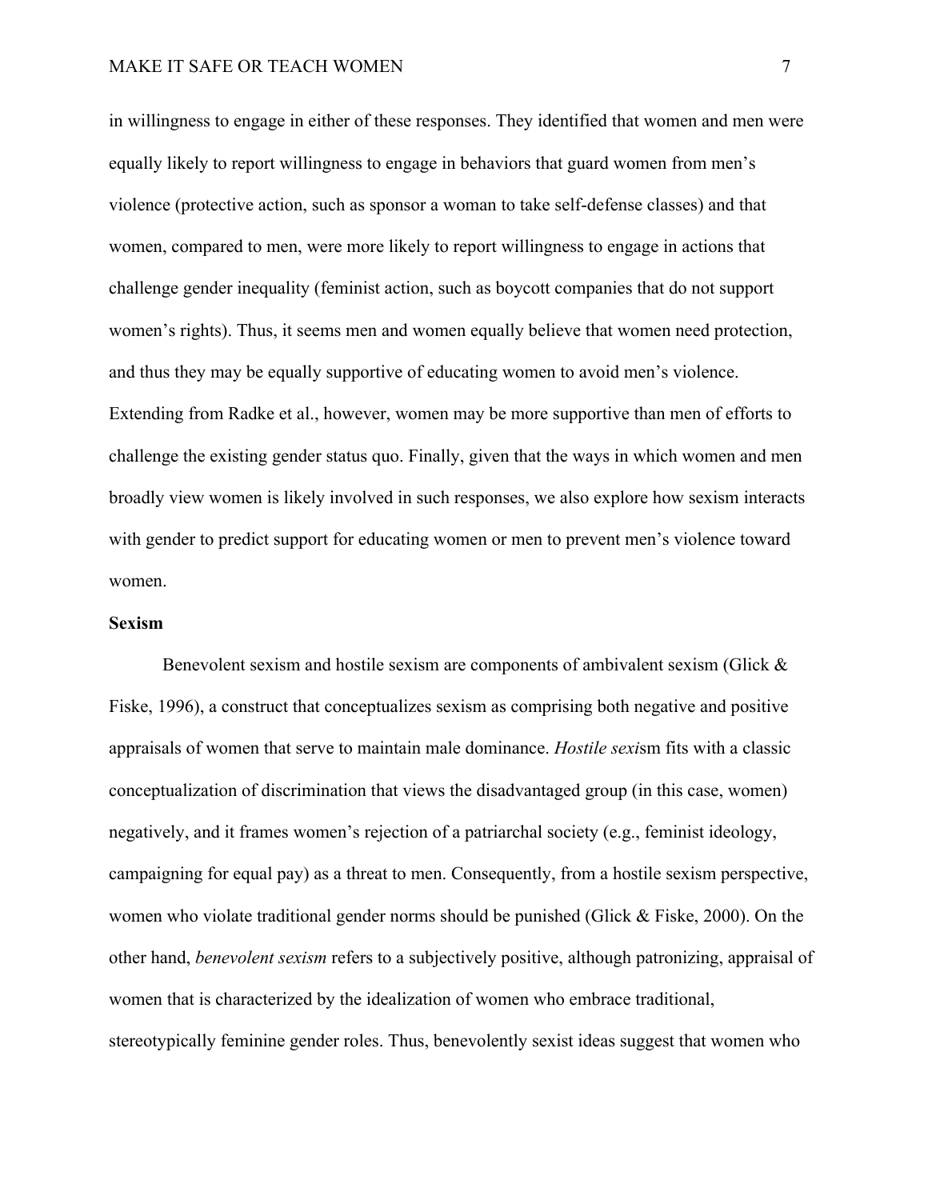in willingness to engage in either of these responses. They identified that women and men were equally likely to report willingness to engage in behaviors that guard women from men's violence (protective action, such as sponsor a woman to take self-defense classes) and that women, compared to men, were more likely to report willingness to engage in actions that challenge gender inequality (feminist action, such as boycott companies that do not support women's rights). Thus, it seems men and women equally believe that women need protection, and thus they may be equally supportive of educating women to avoid men's violence. Extending from Radke et al., however, women may be more supportive than men of efforts to challenge the existing gender status quo. Finally, given that the ways in which women and men broadly view women is likely involved in such responses, we also explore how sexism interacts with gender to predict support for educating women or men to prevent men's violence toward women.

**Sexism**

Benevolent sexism and hostile sexism are components of ambivalent sexism (Glick & Fiske, 1996), a construct that conceptualizes sexism as comprising both negative and positive appraisals of women that serve to maintain male dominance. *Hostile sexi*sm fits with a classic conceptualization of discrimination that views the disadvantaged group (in this case, women) negatively, and it frames women's rejection of a patriarchal society (e.g., feminist ideology, campaigning for equal pay) as a threat to men. Consequently, from a hostile sexism perspective, women who violate traditional gender norms should be punished (Glick & Fiske, 2000). On the other hand, *benevolent sexism* refers to a subjectively positive, although patronizing, appraisal of women that is characterized by the idealization of women who embrace traditional, stereotypically feminine gender roles. Thus, benevolently sexist ideas suggest that women who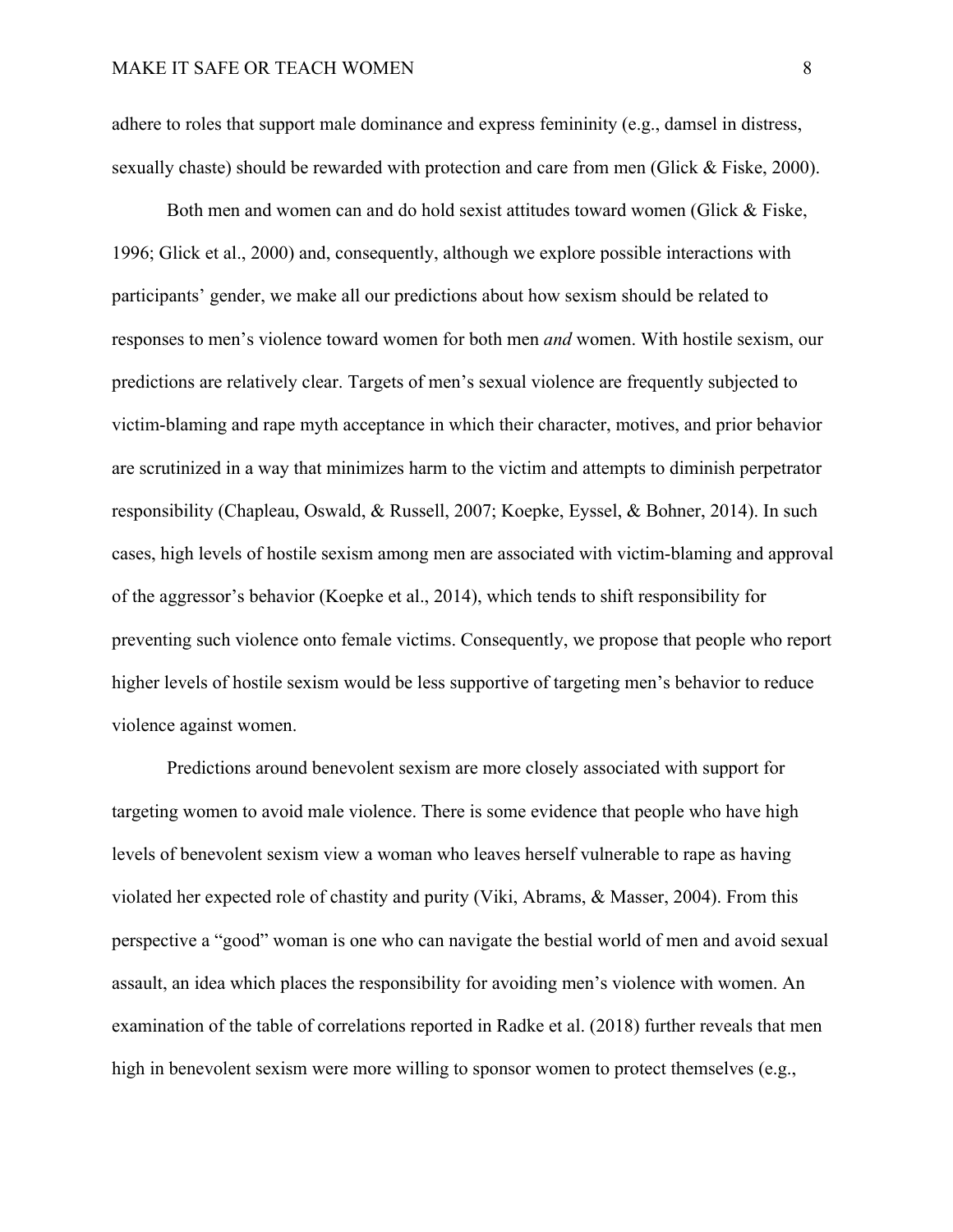adhere to roles that support male dominance and express femininity (e.g., damsel in distress, sexually chaste) should be rewarded with protection and care from men (Glick & Fiske, 2000).

Both men and women can and do hold sexist attitudes toward women (Glick & Fiske, 1996; Glick et al., 2000) and, consequently, although we explore possible interactions with participants' gender, we make all our predictions about how sexism should be related to responses to men's violence toward women for both men *and* women. With hostile sexism, our predictions are relatively clear. Targets of men's sexual violence are frequently subjected to victim-blaming and rape myth acceptance in which their character, motives, and prior behavior are scrutinized in a way that minimizes harm to the victim and attempts to diminish perpetrator responsibility (Chapleau, Oswald, & Russell, 2007; Koepke, Eyssel, & Bohner, 2014). In such cases, high levels of hostile sexism among men are associated with victim-blaming and approval of the aggressor's behavior (Koepke et al., 2014), which tends to shift responsibility for preventing such violence onto female victims. Consequently, we propose that people who report higher levels of hostile sexism would be less supportive of targeting men's behavior to reduce violence against women.

Predictions around benevolent sexism are more closely associated with support for targeting women to avoid male violence. There is some evidence that people who have high levels of benevolent sexism view a woman who leaves herself vulnerable to rape as having violated her expected role of chastity and purity (Viki, Abrams, & Masser, 2004). From this perspective a "good" woman is one who can navigate the bestial world of men and avoid sexual assault, an idea which places the responsibility for avoiding men's violence with women. An examination of the table of correlations reported in Radke et al. (2018) further reveals that men high in benevolent sexism were more willing to sponsor women to protect themselves (e.g.,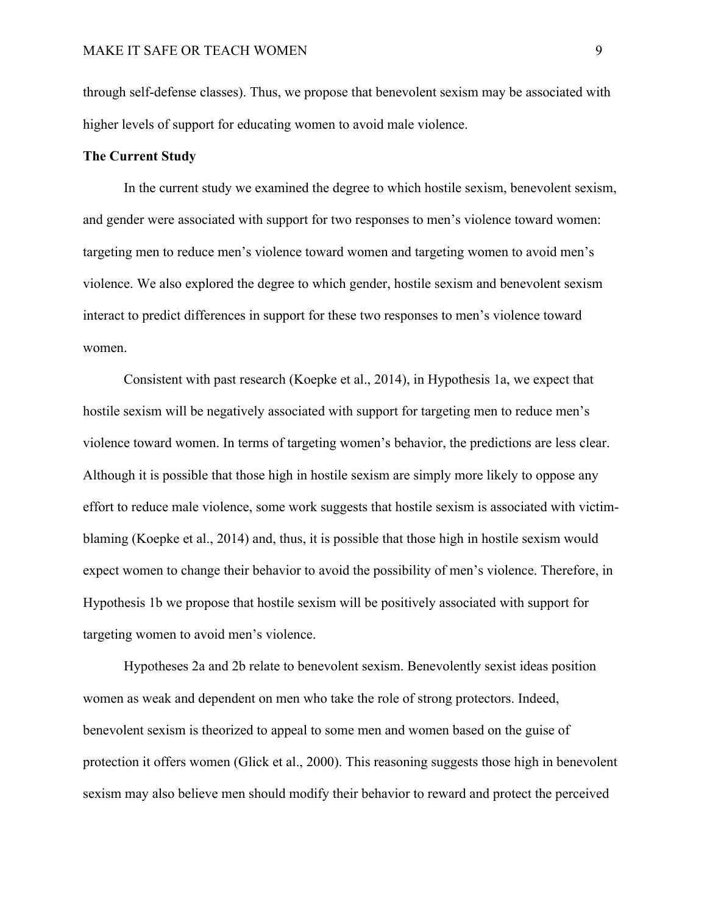through self-defense classes). Thus, we propose that benevolent sexism may be associated with higher levels of support for educating women to avoid male violence.

## The Current Study

In the current study we examined the degree to which hostile sexism, benevolent sexism, and gender were associated with support for two responses to men's violence toward women: targeting men to reduce men's violence toward women and targeting women to avoid men's violence. We also explored the degree to which gender, hostile sexism and benevolent sexism interact to predict differences in support for these two responses to men's violence toward women.

Consistent with past research (Koepke et al., 2014), in Hypothesis 1a, we expect that hostile sexism will be negatively associated with support for targeting men to reduce men's violence toward women. In terms of targeting women's behavior, the predictions are less clear. Although it is possible that those high in hostile sexism are simply more likely to oppose any effort to reduce male violence, some work suggests that hostile sexism is associated with victim-blaming (Koepke et al., 2014) and, thus, it is possible that those high in hostile sexism would expect women to change their behavior to avoid the possibility of men's violence. Therefore, in Hypothesis 1b we propose that hostile sexism will be positively associated with support for targeting women to avoid men's violence.

Hypotheses 2a and 2b relate to benevolent sexism. Benevolently sexist ideas position women as weak and dependent on men who take the role of strong protectors. Indeed, benevolent sexism is theorized to appeal to some men and women based on the guise of protection it offers women (Glick et al., 2000). This reasoning suggests those high in benevolent sexism may also believe men should modify their behavior to reward and protect the perceived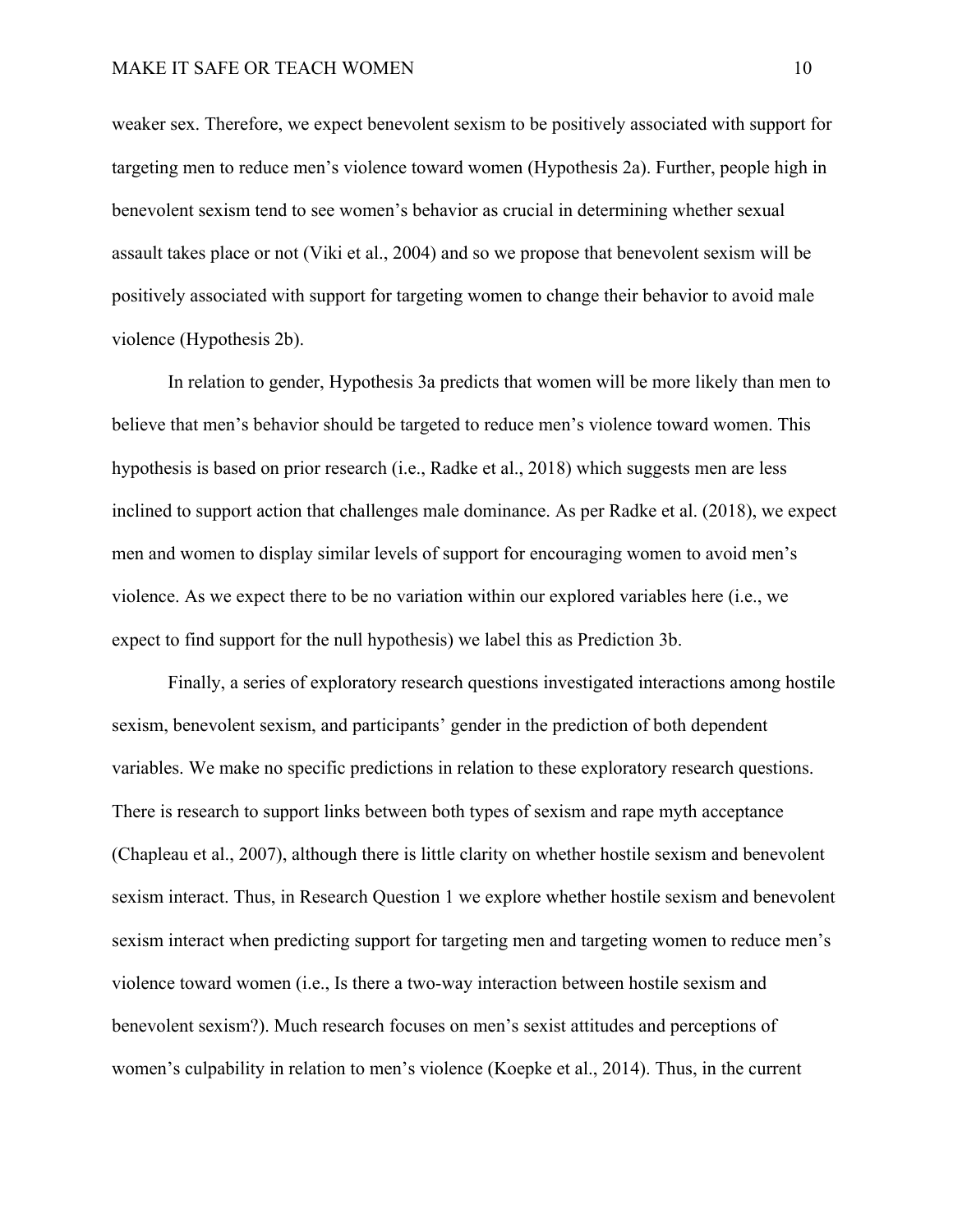weaker sex. Therefore, we expect benevolent sexism to be positively associated with support for targeting men to reduce men's violence toward women (Hypothesis 2a). Further, people high in benevolent sexism tend to see women's behavior as crucial in determining whether sexual assault takes place or not (Viki et al., 2004) and so we propose that benevolent sexism will be positively associated with support for targeting women to change their behavior to avoid male violence (Hypothesis 2b).

In relation to gender, Hypothesis 3a predicts that women will be more likely than men to believe that men's behavior should be targeted to reduce men's violence toward women. This hypothesis is based on prior research (i.e., Radke et al., 2018) which suggests men are less inclined to support action that challenges male dominance. As per Radke et al. (2018), we expect men and women to display similar levels of support for encouraging women to avoid men's violence. As we expect there to be no variation within our explored variables here (i.e., we expect to find support for the null hypothesis) we label this as Prediction 3b.

Finally, a series of exploratory research questions investigated interactions among hostile sexism, benevolent sexism, and participants' gender in the prediction of both dependent variables. We make no specific predictions in relation to these exploratory research questions. There is research to support links between both types of sexism and rape myth acceptance (Chapleau et al., 2007), although there is little clarity on whether hostile sexism and benevolent sexism interact. Thus, in Research Question 1 we explore whether hostile sexism and benevolent sexism interact when predicting support for targeting men and targeting women to reduce men's violence toward women (i.e., Is there a two-way interaction between hostile sexism and benevolent sexism?). Much research focuses on men's sexist attitudes and perceptions of women's culpability in relation to men's violence (Koepke et al., 2014). Thus, in the current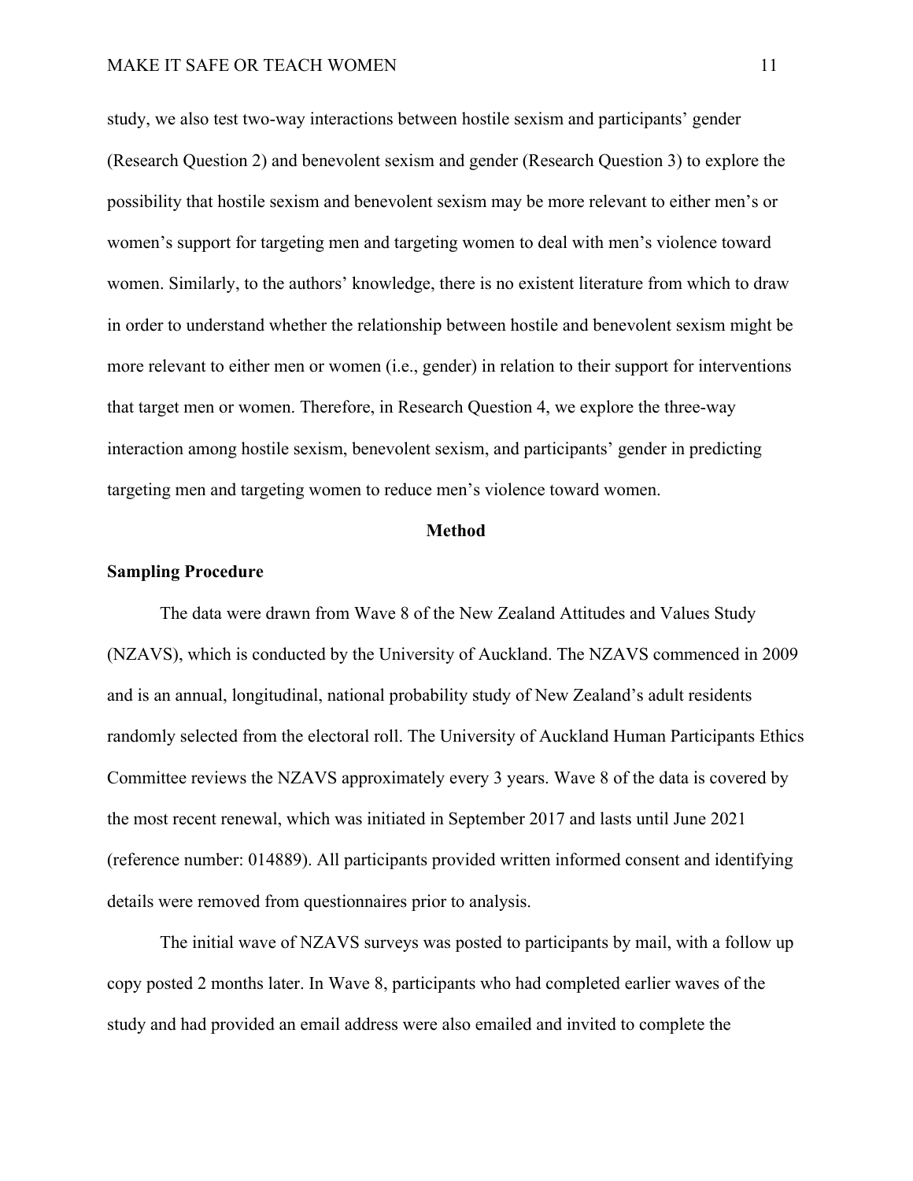study, we also test two-way interactions between hostile sexism and participants' gender (Research Question 2) and benevolent sexism and gender (Research Question 3) to explore the possibility that hostile sexism and benevolent sexism may be more relevant to either men's or women's support for targeting men and targeting women to deal with men's violence toward women. Similarly, to the authors' knowledge, there is no existent literature from which to draw in order to understand whether the relationship between hostile and benevolent sexism might be more relevant to either men or women (i.e., gender) in relation to their support for interventions that target men or women. Therefore, in Research Question 4, we explore the three-way interaction among hostile sexism, benevolent sexism, and participants' gender in predicting targeting men and targeting women to reduce men's violence toward women.

## Method

### Sampling Procedure

The data were drawn from Wave 8 of the New Zealand Attitudes and Values Study (NZAVS), which is conducted by the University of Auckland. The NZAVS commenced in 2009 and is an annual, longitudinal, national probability study of New Zealand's adult residents randomly selected from the electoral roll. The University of Auckland Human Participants Ethics Committee reviews the NZAVS approximately every 3 years. Wave 8 of the data is covered by the most recent renewal, which was initiated in September 2017 and lasts until June 2021 (reference number: 014889). All participants provided written informed consent and identifying details were removed from questionnaires prior to analysis.

The initial wave of NZAVS surveys was posted to participants by mail, with a follow up copy posted 2 months later. In Wave 8, participants who had completed earlier waves of the study and had provided an email address were also emailed and invited to complete the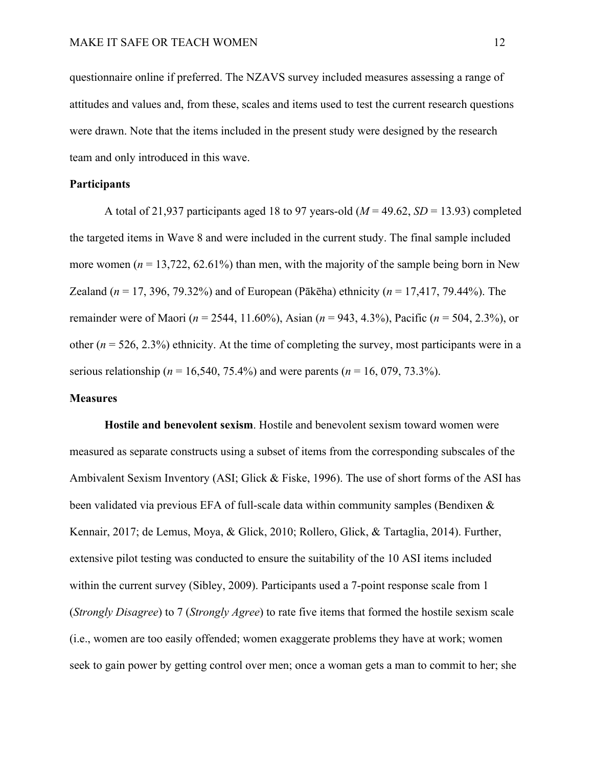questionnaire online if preferred. The NZAVS survey included measures assessing a range of attitudes and values and, from these, scales and items used to test the current research questions were drawn. Note that the items included in the present study were designed by the research team and only introduced in this wave.

## Participants

A total of 21,937 participants aged 18 to 97 years-old (*M* = 49.62, *SD* = 13.93) completed the targeted items in Wave 8 and were included in the current study. The final sample included more women (*n* = 13,722, 62.61%) than men, with the majority of the sample being born in New Zealand (*n* = 17, 396, 79.32%) and of European (Pākēha) ethnicity (*n* = 17,417, 79.44%). The remainder were of Maori (*n* = 2544, 11.60%), Asian (*n* = 943, 4.3%), Pacific (*n* = 504, 2.3%), or other (*n* = 526, 2.3%) ethnicity. At the time of completing the survey, most participants were in a serious relationship (*n* = 16,540, 75.4%) and were parents (*n* = 16, 079, 73.3%).

## Measures

**Hostile and benevolent sexism**. Hostile and benevolent sexism toward women were measured as separate constructs using a subset of items from the corresponding subscales of the Ambivalent Sexism Inventory (ASI; Glick & Fiske, 1996). The use of short forms of the ASI has been validated via previous EFA of full-scale data within community samples (Bendixen & Kennair, 2017; de Lemus, Moya, & Glick, 2010; Rollero, Glick, & Tartaglia, 2014). Further, extensive pilot testing was conducted to ensure the suitability of the 10 ASI items included within the current survey (Sibley, 2009). Participants used a 7-point response scale from 1 (*Strongly Disagree*) to 7 (*Strongly Agree*) to rate five items that formed the hostile sexism scale (i.e., women are too easily offended; women exaggerate problems they have at work; women seek to gain power by getting control over men; once a woman gets a man to commit to her; she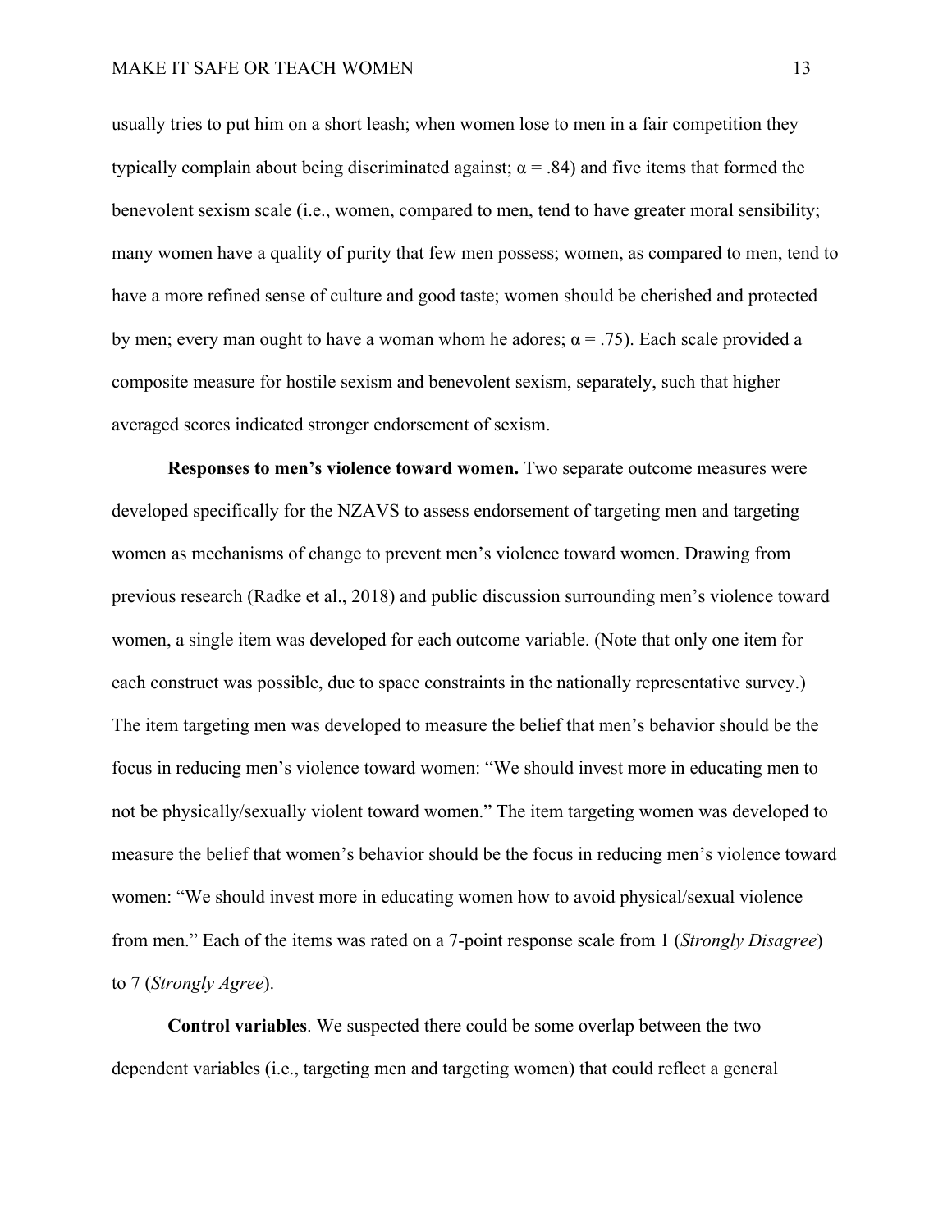usually tries to put him on a short leash; when women lose to men in a fair competition they typically complain about being discriminated against; $\alpha = .84$) and five items that formed the benevolent sexism scale (i.e., women, compared to men, tend to have greater moral sensibility; many women have a quality of purity that few men possess; women, as compared to men, tend to have a more refined sense of culture and good taste; women should be cherished and protected by men; every man ought to have a woman whom he adores; $\alpha = .75$). Each scale provided a composite measure for hostile sexism and benevolent sexism, separately, such that higher averaged scores indicated stronger endorsement of sexism.

**Responses to men's violence toward women.** Two separate outcome measures were developed specifically for the NZAVS to assess endorsement of targeting men and targeting women as mechanisms of change to prevent men's violence toward women. Drawing from previous research (Radke et al., 2018) and public discussion surrounding men's violence toward women, a single item was developed for each outcome variable. (Note that only one item for each construct was possible, due to space constraints in the nationally representative survey.) The item targeting men was developed to measure the belief that men's behavior should be the focus in reducing men's violence toward women: "We should invest more in educating men to not be physically/sexually violent toward women." The item targeting women was developed to measure the belief that women's behavior should be the focus in reducing men's violence toward women: "We should invest more in educating women how to avoid physical/sexual violence from men." Each of the items was rated on a 7-point response scale from 1 (*Strongly Disagree*) to 7 (*Strongly Agree*).

**Control variables**. We suspected there could be some overlap between the two dependent variables (i.e., targeting men and targeting women) that could reflect a general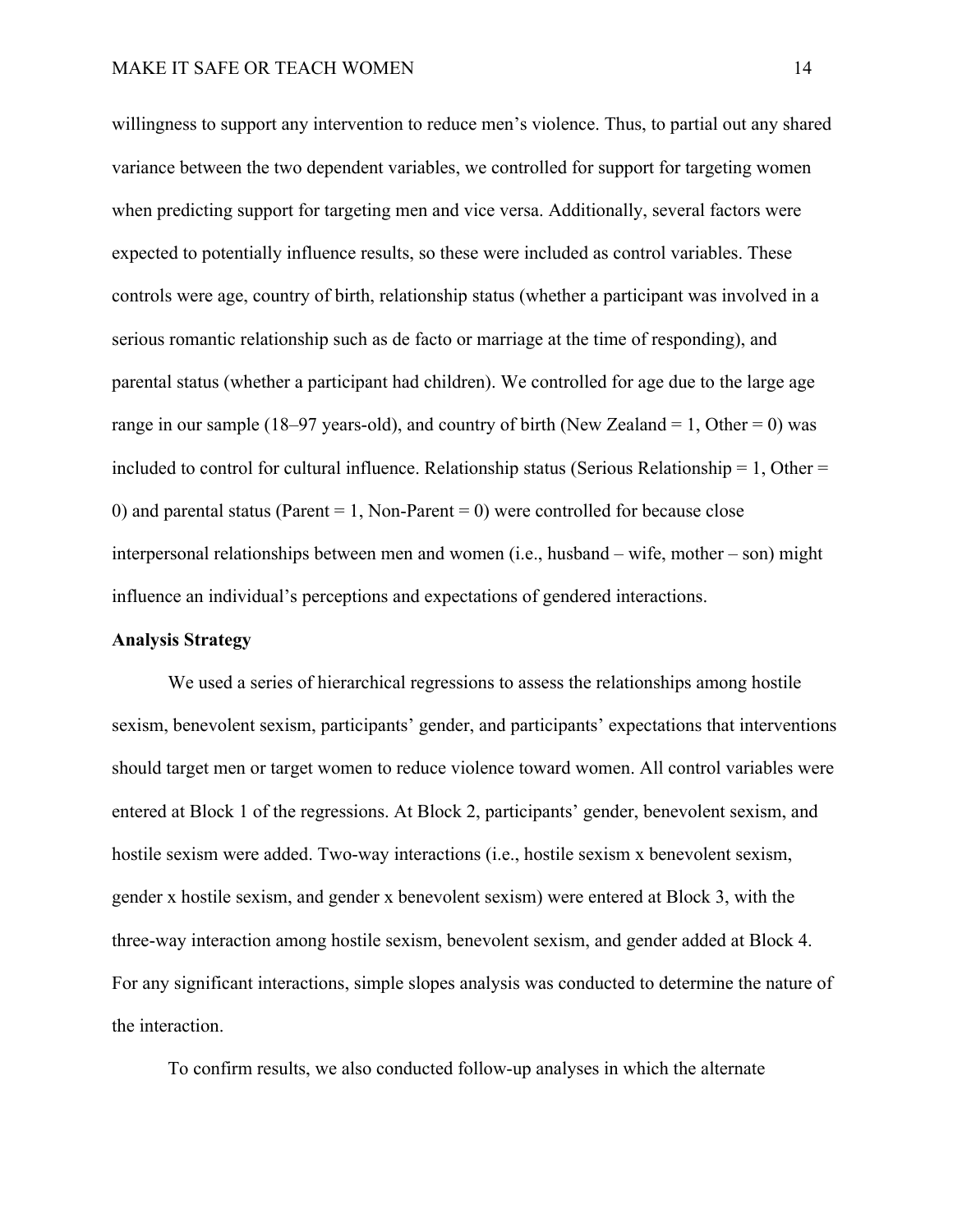willingness to support any intervention to reduce men's violence. Thus, to partial out any shared variance between the two dependent variables, we controlled for support for targeting women when predicting support for targeting men and vice versa. Additionally, several factors were expected to potentially influence results, so these were included as control variables. These controls were age, country of birth, relationship status (whether a participant was involved in a serious romantic relationship such as de facto or marriage at the time of responding), and parental status (whether a participant had children). We controlled for age due to the large age range in our sample (18–97 years-old), and country of birth (New Zealand = 1, Other = 0) was included to control for cultural influence. Relationship status (Serious Relationship = 1, Other = 0) and parental status (Parent = 1, Non-Parent = 0) were controlled for because close interpersonal relationships between men and women (i.e., husband – wife, mother – son) might influence an individual's perceptions and expectations of gendered interactions.

**Analysis Strategy**

We used a series of hierarchical regressions to assess the relationships among hostile sexism, benevolent sexism, participants' gender, and participants' expectations that interventions should target men or target women to reduce violence toward women. All control variables were entered at Block 1 of the regressions. At Block 2, participants' gender, benevolent sexism, and hostile sexism were added. Two-way interactions (i.e., hostile sexism x benevolent sexism, gender x hostile sexism, and gender x benevolent sexism) were entered at Block 3, with the three-way interaction among hostile sexism, benevolent sexism, and gender added at Block 4. For any significant interactions, simple slopes analysis was conducted to determine the nature of the interaction.

To confirm results, we also conducted follow-up analyses in which the alternate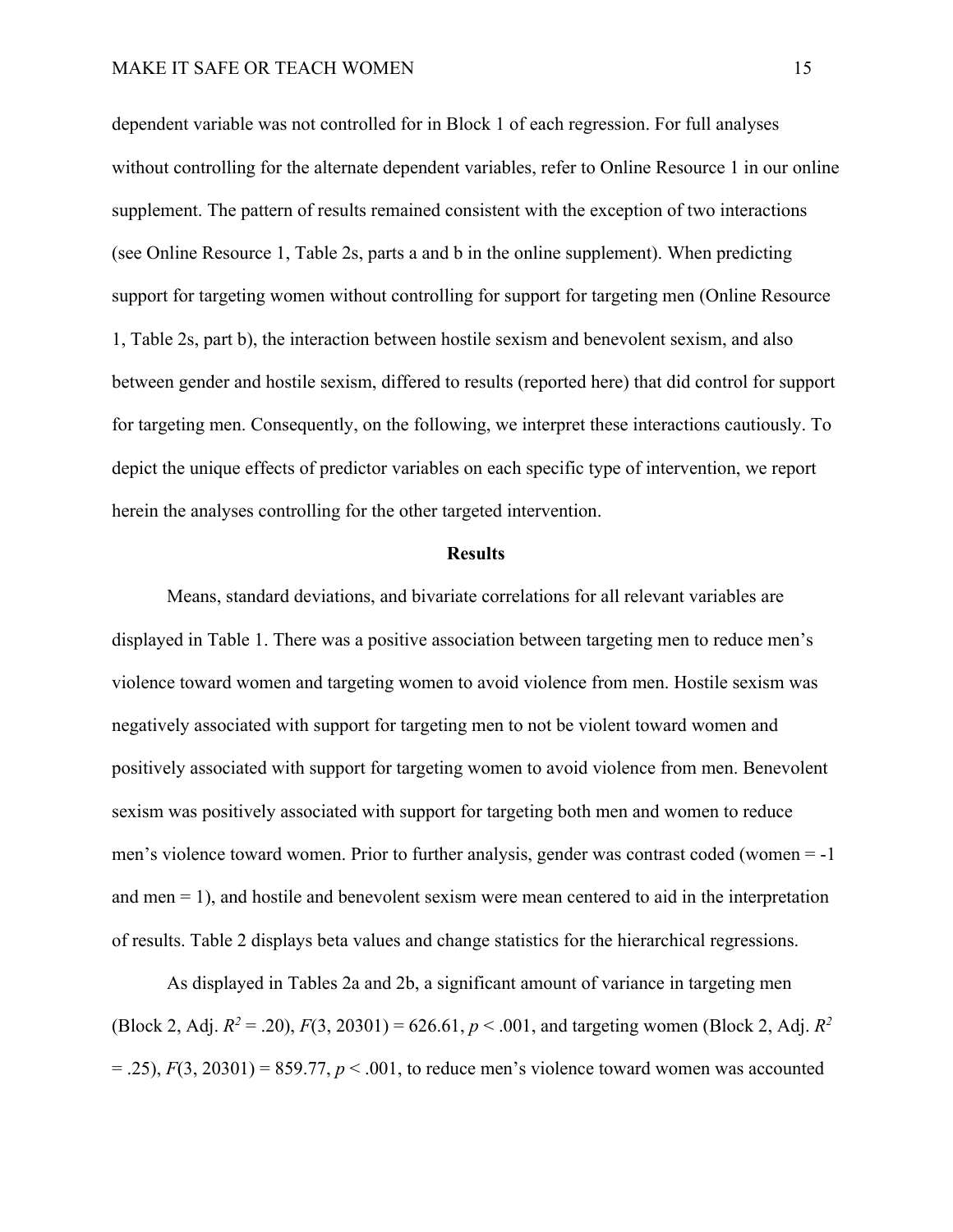dependent variable was not controlled for in Block 1 of each regression. For full analyses without controlling for the alternate dependent variables, refer to Online Resource 1 in our online supplement. The pattern of results remained consistent with the exception of two interactions (see Online Resource 1, Table 2s, parts a and b in the online supplement). When predicting support for targeting women without controlling for support for targeting men (Online Resource 1, Table 2s, part b), the interaction between hostile sexism and benevolent sexism, and also between gender and hostile sexism, differed to results (reported here) that did control for support for targeting men. Consequently, on the following, we interpret these interactions cautiously. To depict the unique effects of predictor variables on each specific type of intervention, we report herein the analyses controlling for the other targeted intervention.

## Results

Means, standard deviations, and bivariate correlations for all relevant variables are displayed in Table 1. There was a positive association between targeting men to reduce men's violence toward women and targeting women to avoid violence from men. Hostile sexism was negatively associated with support for targeting men to not be violent toward women and positively associated with support for targeting women to avoid violence from men. Benevolent sexism was positively associated with support for targeting both men and women to reduce men's violence toward women. Prior to further analysis, gender was contrast coded (women = -1 and men = 1), and hostile and benevolent sexism were mean centered to aid in the interpretation of results. Table 2 displays beta values and change statistics for the hierarchical regressions.

As displayed in Tables 2a and 2b, a significant amount of variance in targeting men (Block 2, Adj. $R^2 = .20$), $F(3, 20301) = 626.61$, $p < .001$, and targeting women (Block 2, Adj. $R^2 = .25$), $F(3, 20301) = 859.77$, $p < .001$, to reduce men's violence toward women was accounted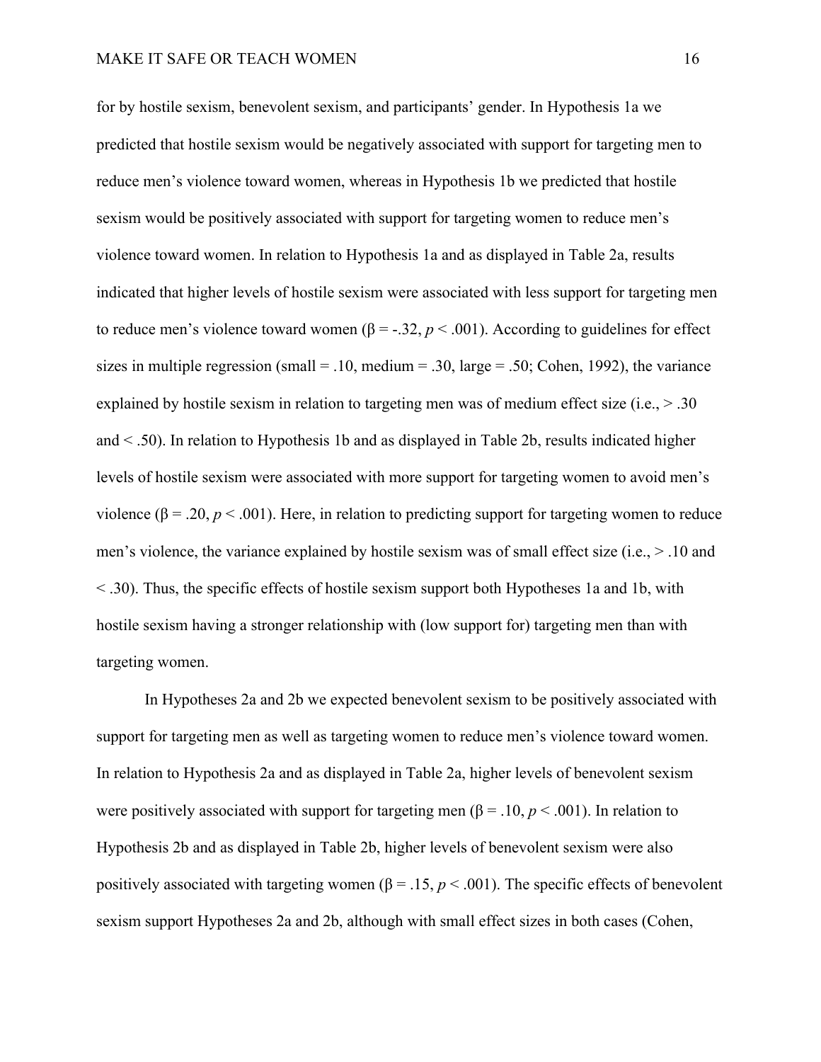for by hostile sexism, benevolent sexism, and participants' gender. In Hypothesis 1a we predicted that hostile sexism would be negatively associated with support for targeting men to reduce men's violence toward women, whereas in Hypothesis 1b we predicted that hostile sexism would be positively associated with support for targeting women to reduce men's violence toward women. In relation to Hypothesis 1a and as displayed in Table 2a, results indicated that higher levels of hostile sexism were associated with less support for targeting men to reduce men's violence toward women ($\beta = -.32$, $p < .001$). According to guidelines for effect sizes in multiple regression (small = .10, medium = .30, large = .50; Cohen, 1992), the variance explained by hostile sexism in relation to targeting men was of medium effect size (i.e., > .30 and < .50). In relation to Hypothesis 1b and as displayed in Table 2b, results indicated higher levels of hostile sexism were associated with more support for targeting women to avoid men's violence ($\beta = .20$, $p < .001$). Here, in relation to predicting support for targeting women to reduce men's violence, the variance explained by hostile sexism was of small effect size (i.e., > .10 and < .30). Thus, the specific effects of hostile sexism support both Hypotheses 1a and 1b, with hostile sexism having a stronger relationship with (low support for) targeting men than with targeting women.

In Hypotheses 2a and 2b we expected benevolent sexism to be positively associated with support for targeting men as well as targeting women to reduce men's violence toward women. In relation to Hypothesis 2a and as displayed in Table 2a, higher levels of benevolent sexism were positively associated with support for targeting men ($\beta = .10$, $p < .001$). In relation to Hypothesis 2b and as displayed in Table 2b, higher levels of benevolent sexism were also positively associated with targeting women ($\beta = .15$, $p < .001$). The specific effects of benevolent sexism support Hypotheses 2a and 2b, although with small effect sizes in both cases (Cohen,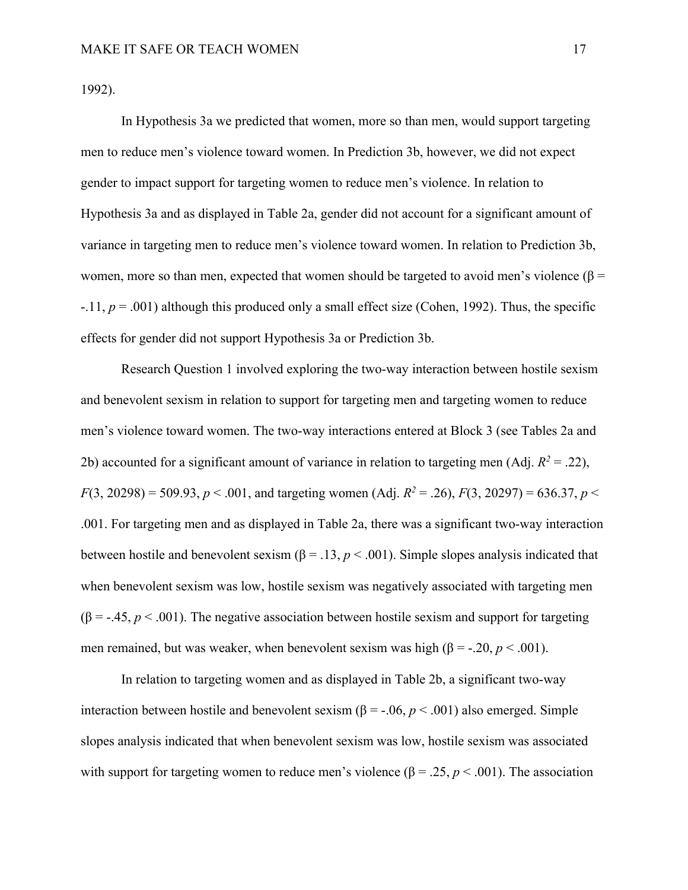1992).

In Hypothesis 3a we predicted that women, more so than men, would support targeting men to reduce men's violence toward women. In Prediction 3b, however, we did not expect gender to impact support for targeting women to reduce men's violence. In relation to Hypothesis 3a and as displayed in Table 2a, gender did not account for a significant amount of variance in targeting men to reduce men's violence toward women. In relation to Prediction 3b, women, more so than men, expected that women should be targeted to avoid men's violence ($\beta$ = -.11, $p$ = .001) although this produced only a small effect size (Cohen, 1992). Thus, the specific effects for gender did not support Hypothesis 3a or Prediction 3b.

Research Question 1 involved exploring the two-way interaction between hostile sexism and benevolent sexism in relation to support for targeting men and targeting women to reduce men's violence toward women. The two-way interactions entered at Block 3 (see Tables 2a and 2b) accounted for a significant amount of variance in relation to targeting men (Adj. $R^2$ = .22), $F(3, 20298)$ = 509.93, $p$ < .001, and targeting women (Adj. $R^2$ = .26), $F(3, 20297)$ = 636.37, $p$ < .001. For targeting men and as displayed in Table 2a, there was a significant two-way interaction between hostile and benevolent sexism ($\beta$ = .13, $p$ < .001). Simple slopes analysis indicated that when benevolent sexism was low, hostile sexism was negatively associated with targeting men ($\beta$ = -.45, $p$ < .001). The negative association between hostile sexism and support for targeting men remained, but was weaker, when benevolent sexism was high ($\beta$ = -.20, $p$ < .001).

In relation to targeting women and as displayed in Table 2b, a significant two-way interaction between hostile and benevolent sexism ($\beta$ = -.06, $p$ < .001) also emerged. Simple slopes analysis indicated that when benevolent sexism was low, hostile sexism was associated with support for targeting women to reduce men's violence ($\beta$ = .25, $p$ < .001). The association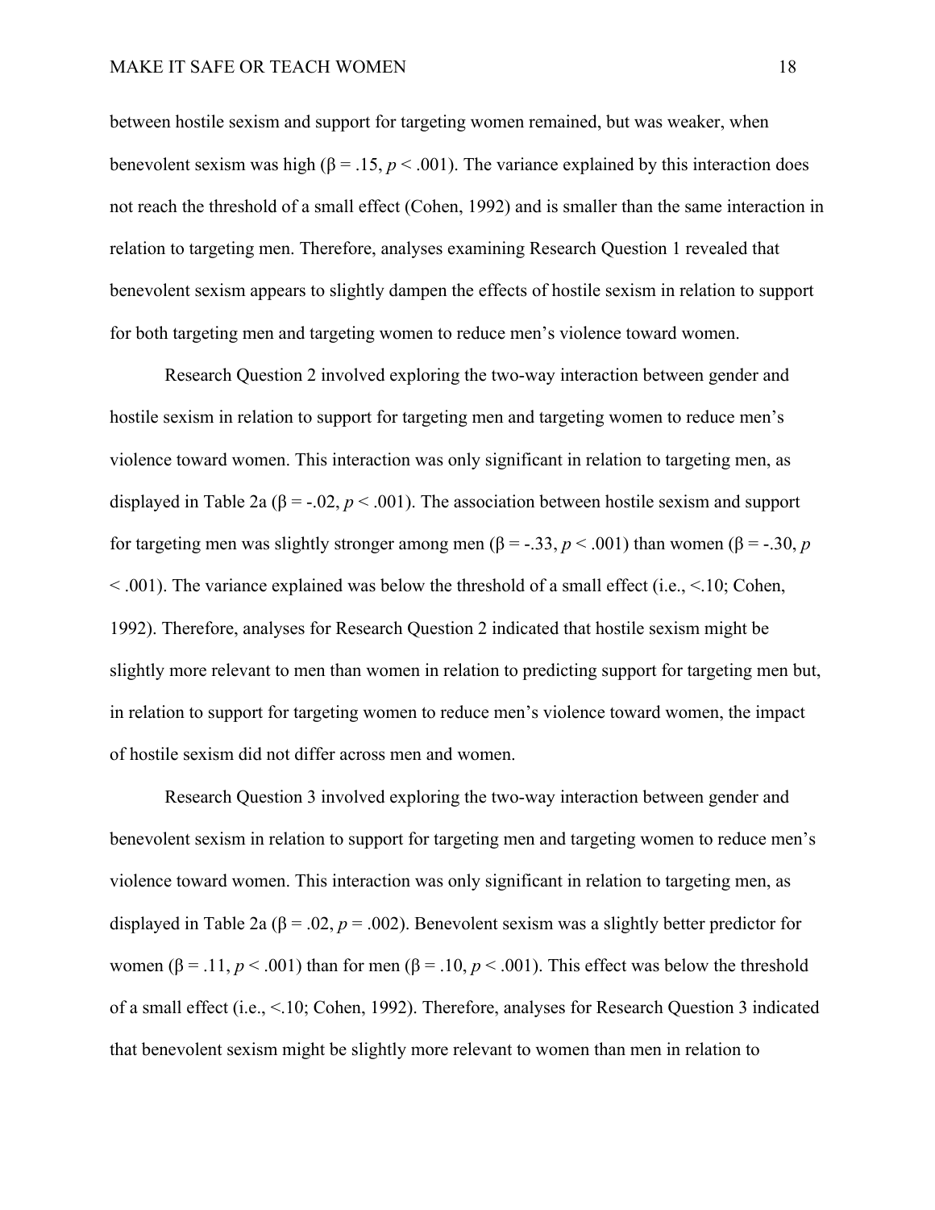between hostile sexism and support for targeting women remained, but was weaker, when benevolent sexism was high ($\beta = .15$, $p < .001$). The variance explained by this interaction does not reach the threshold of a small effect (Cohen, 1992) and is smaller than the same interaction in relation to targeting men. Therefore, analyses examining Research Question 1 revealed that benevolent sexism appears to slightly dampen the effects of hostile sexism in relation to support for both targeting men and targeting women to reduce men's violence toward women.

Research Question 2 involved exploring the two-way interaction between gender and hostile sexism in relation to support for targeting men and targeting women to reduce men's violence toward women. This interaction was only significant in relation to targeting men, as displayed in Table 2a ($\beta = -.02$, $p < .001$). The association between hostile sexism and support for targeting men was slightly stronger among men ($\beta = -.33$, $p < .001$) than women ($\beta = -.30$, $p < .001$). The variance explained was below the threshold of a small effect (i.e., <.10; Cohen, 1992). Therefore, analyses for Research Question 2 indicated that hostile sexism might be slightly more relevant to men than women in relation to predicting support for targeting men but, in relation to support for targeting women to reduce men's violence toward women, the impact of hostile sexism did not differ across men and women.

Research Question 3 involved exploring the two-way interaction between gender and benevolent sexism in relation to support for targeting men and targeting women to reduce men's violence toward women. This interaction was only significant in relation to targeting men, as displayed in Table 2a ($\beta = .02$, $p = .002$). Benevolent sexism was a slightly better predictor for women ($\beta = .11$, $p < .001$) than for men ($\beta = .10$, $p < .001$). This effect was below the threshold of a small effect (i.e., <.10; Cohen, 1992). Therefore, analyses for Research Question 3 indicated that benevolent sexism might be slightly more relevant to women than men in relation to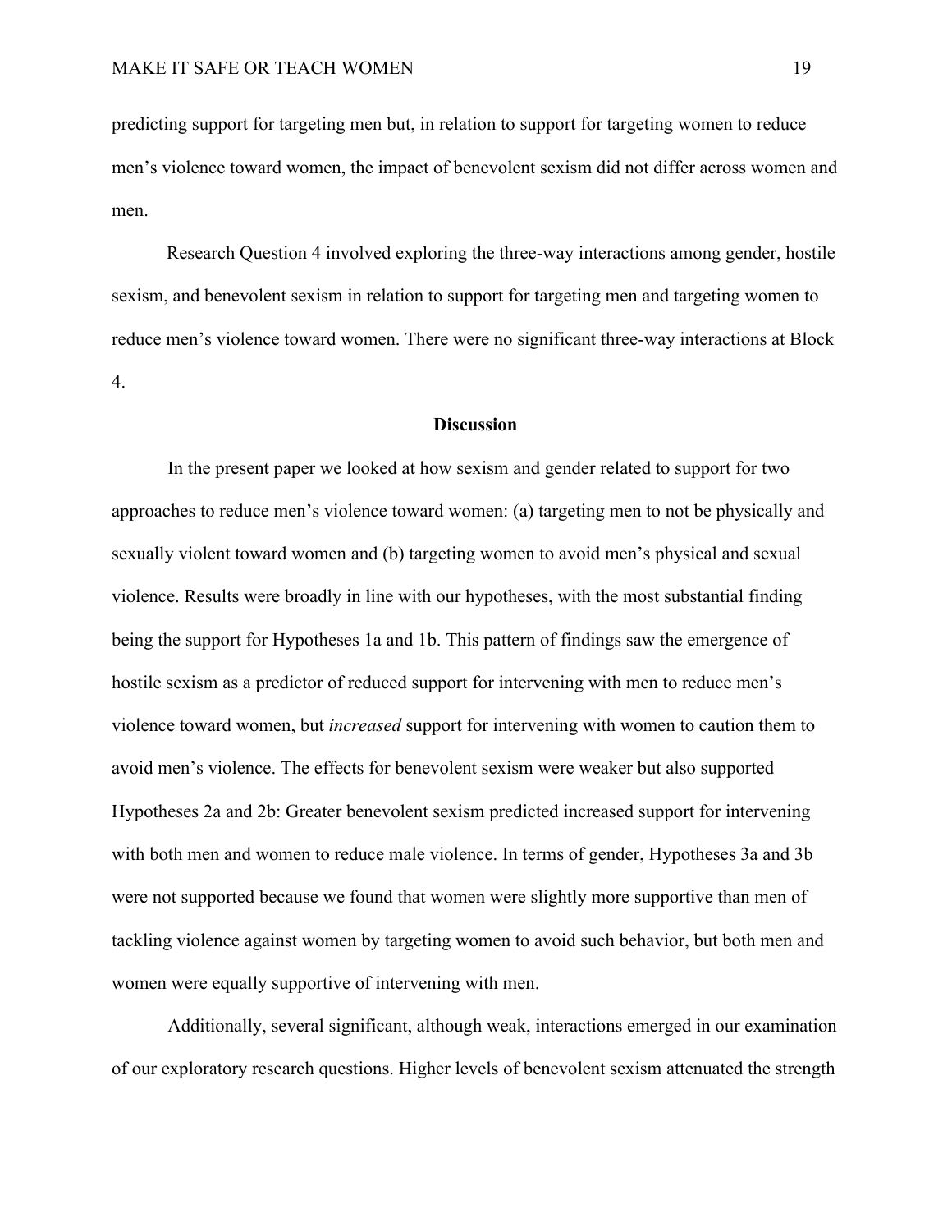predicting support for targeting men but, in relation to support for targeting women to reduce men's violence toward women, the impact of benevolent sexism did not differ across women and men.

Research Question 4 involved exploring the three-way interactions among gender, hostile sexism, and benevolent sexism in relation to support for targeting men and targeting women to reduce men's violence toward women. There were no significant three-way interactions at Block 4.

## Discussion

In the present paper we looked at how sexism and gender related to support for two approaches to reduce men's violence toward women: (a) targeting men to not be physically and sexually violent toward women and (b) targeting women to avoid men's physical and sexual violence. Results were broadly in line with our hypotheses, with the most substantial finding being the support for Hypotheses 1a and 1b. This pattern of findings saw the emergence of hostile sexism as a predictor of reduced support for intervening with men to reduce men's violence toward women, but *increased* support for intervening with women to caution them to avoid men's violence. The effects for benevolent sexism were weaker but also supported Hypotheses 2a and 2b: Greater benevolent sexism predicted increased support for intervening with both men and women to reduce male violence. In terms of gender, Hypotheses 3a and 3b were not supported because we found that women were slightly more supportive than men of tackling violence against women by targeting women to avoid such behavior, but both men and women were equally supportive of intervening with men.

Additionally, several significant, although weak, interactions emerged in our examination of our exploratory research questions. Higher levels of benevolent sexism attenuated the strength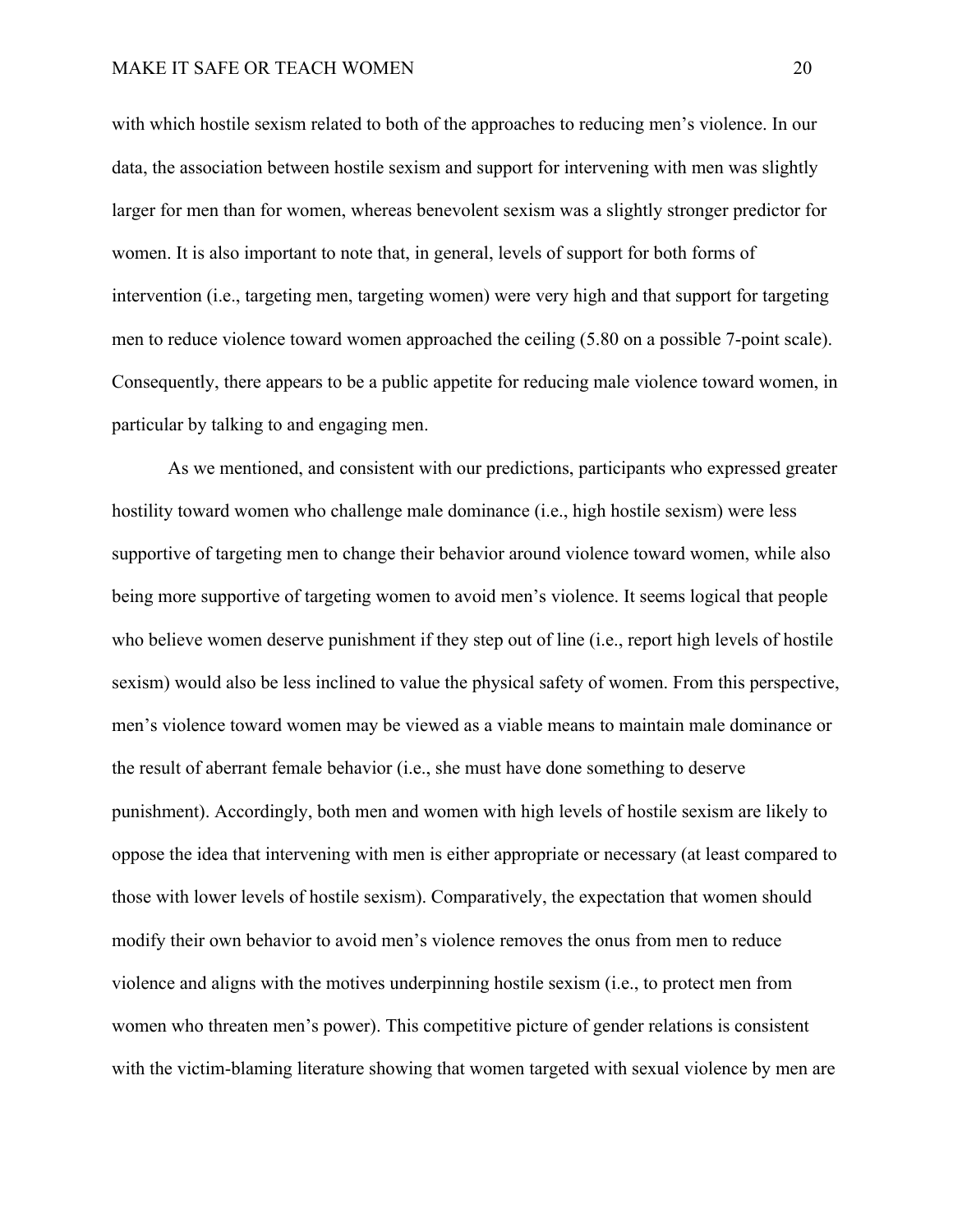with which hostile sexism related to both of the approaches to reducing men's violence. In our data, the association between hostile sexism and support for intervening with men was slightly larger for men than for women, whereas benevolent sexism was a slightly stronger predictor for women. It is also important to note that, in general, levels of support for both forms of intervention (i.e., targeting men, targeting women) were very high and that support for targeting men to reduce violence toward women approached the ceiling (5.80 on a possible 7-point scale). Consequently, there appears to be a public appetite for reducing male violence toward women, in particular by talking to and engaging men.

As we mentioned, and consistent with our predictions, participants who expressed greater hostility toward women who challenge male dominance (i.e., high hostile sexism) were less supportive of targeting men to change their behavior around violence toward women, while also being more supportive of targeting women to avoid men's violence. It seems logical that people who believe women deserve punishment if they step out of line (i.e., report high levels of hostile sexism) would also be less inclined to value the physical safety of women. From this perspective, men's violence toward women may be viewed as a viable means to maintain male dominance or the result of aberrant female behavior (i.e., she must have done something to deserve punishment). Accordingly, both men and women with high levels of hostile sexism are likely to oppose the idea that intervening with men is either appropriate or necessary (at least compared to those with lower levels of hostile sexism). Comparatively, the expectation that women should modify their own behavior to avoid men's violence removes the onus from men to reduce violence and aligns with the motives underpinning hostile sexism (i.e., to protect men from women who threaten men's power). This competitive picture of gender relations is consistent with the victim-blaming literature showing that women targeted with sexual violence by men are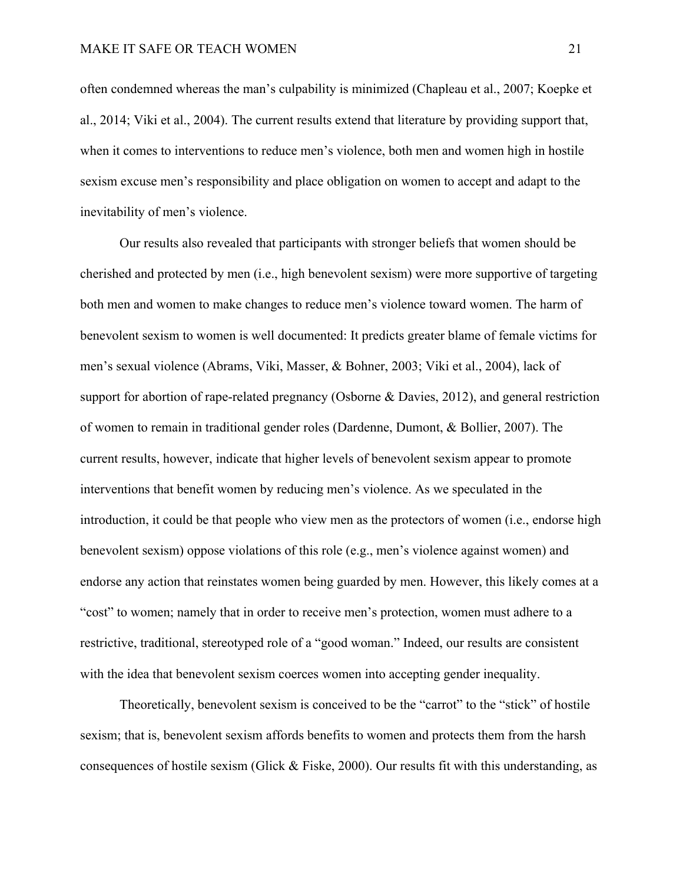often condemned whereas the man's culpability is minimized (Chapleau et al., 2007; Koepke et al., 2014; Viki et al., 2004). The current results extend that literature by providing support that, when it comes to interventions to reduce men's violence, both men and women high in hostile sexism excuse men's responsibility and place obligation on women to accept and adapt to the inevitability of men's violence.

Our results also revealed that participants with stronger beliefs that women should be cherished and protected by men (i.e., high benevolent sexism) were more supportive of targeting both men and women to make changes to reduce men's violence toward women. The harm of benevolent sexism to women is well documented: It predicts greater blame of female victims for men's sexual violence (Abrams, Viki, Masser, & Bohner, 2003; Viki et al., 2004), lack of support for abortion of rape-related pregnancy (Osborne & Davies, 2012), and general restriction of women to remain in traditional gender roles (Dardenne, Dumont, & Bollier, 2007). The current results, however, indicate that higher levels of benevolent sexism appear to promote interventions that benefit women by reducing men's violence. As we speculated in the introduction, it could be that people who view men as the protectors of women (i.e., endorse high benevolent sexism) oppose violations of this role (e.g., men's violence against women) and endorse any action that reinstates women being guarded by men. However, this likely comes at a "cost" to women; namely that in order to receive men's protection, women must adhere to a restrictive, traditional, stereotyped role of a "good woman." Indeed, our results are consistent with the idea that benevolent sexism coerces women into accepting gender inequality.

Theoretically, benevolent sexism is conceived to be the "carrot" to the "stick" of hostile sexism; that is, benevolent sexism affords benefits to women and protects them from the harsh consequences of hostile sexism (Glick & Fiske, 2000). Our results fit with this understanding, as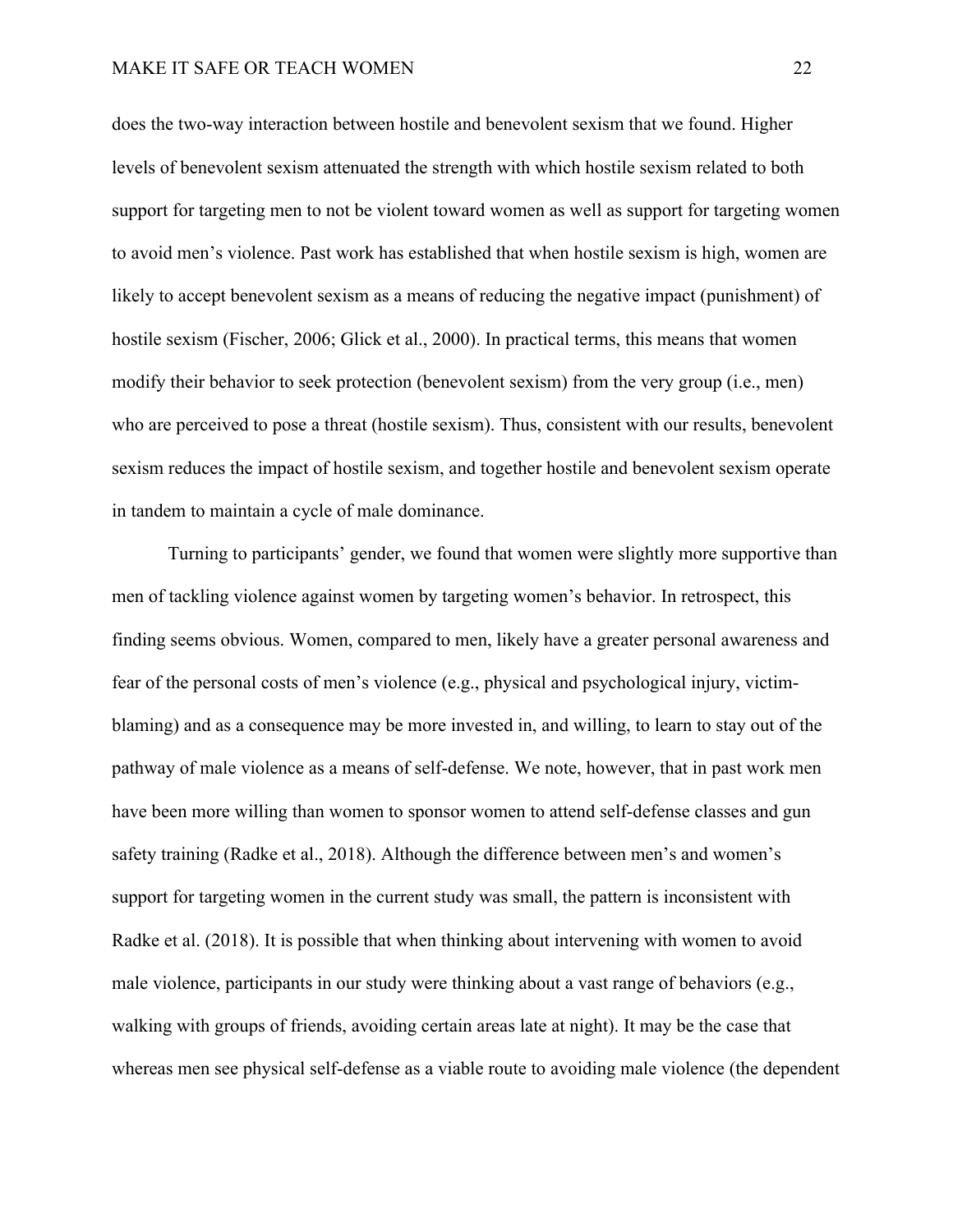does the two-way interaction between hostile and benevolent sexism that we found. Higher levels of benevolent sexism attenuated the strength with which hostile sexism related to both support for targeting men to not be violent toward women as well as support for targeting women to avoid men's violence. Past work has established that when hostile sexism is high, women are likely to accept benevolent sexism as a means of reducing the negative impact (punishment) of hostile sexism (Fischer, 2006; Glick et al., 2000). In practical terms, this means that women modify their behavior to seek protection (benevolent sexism) from the very group (i.e., men) who are perceived to pose a threat (hostile sexism). Thus, consistent with our results, benevolent sexism reduces the impact of hostile sexism, and together hostile and benevolent sexism operate in tandem to maintain a cycle of male dominance.

Turning to participants' gender, we found that women were slightly more supportive than men of tackling violence against women by targeting women's behavior. In retrospect, this finding seems obvious. Women, compared to men, likely have a greater personal awareness and fear of the personal costs of men's violence (e.g., physical and psychological injury, victim-blaming) and as a consequence may be more invested in, and willing, to learn to stay out of the pathway of male violence as a means of self-defense. We note, however, that in past work men have been more willing than women to sponsor women to attend self-defense classes and gun safety training (Radke et al., 2018). Although the difference between men's and women's support for targeting women in the current study was small, the pattern is inconsistent with Radke et al. (2018). It is possible that when thinking about intervening with women to avoid male violence, participants in our study were thinking about a vast range of behaviors (e.g., walking with groups of friends, avoiding certain areas late at night). It may be the case that whereas men see physical self-defense as a viable route to avoiding male violence (the dependent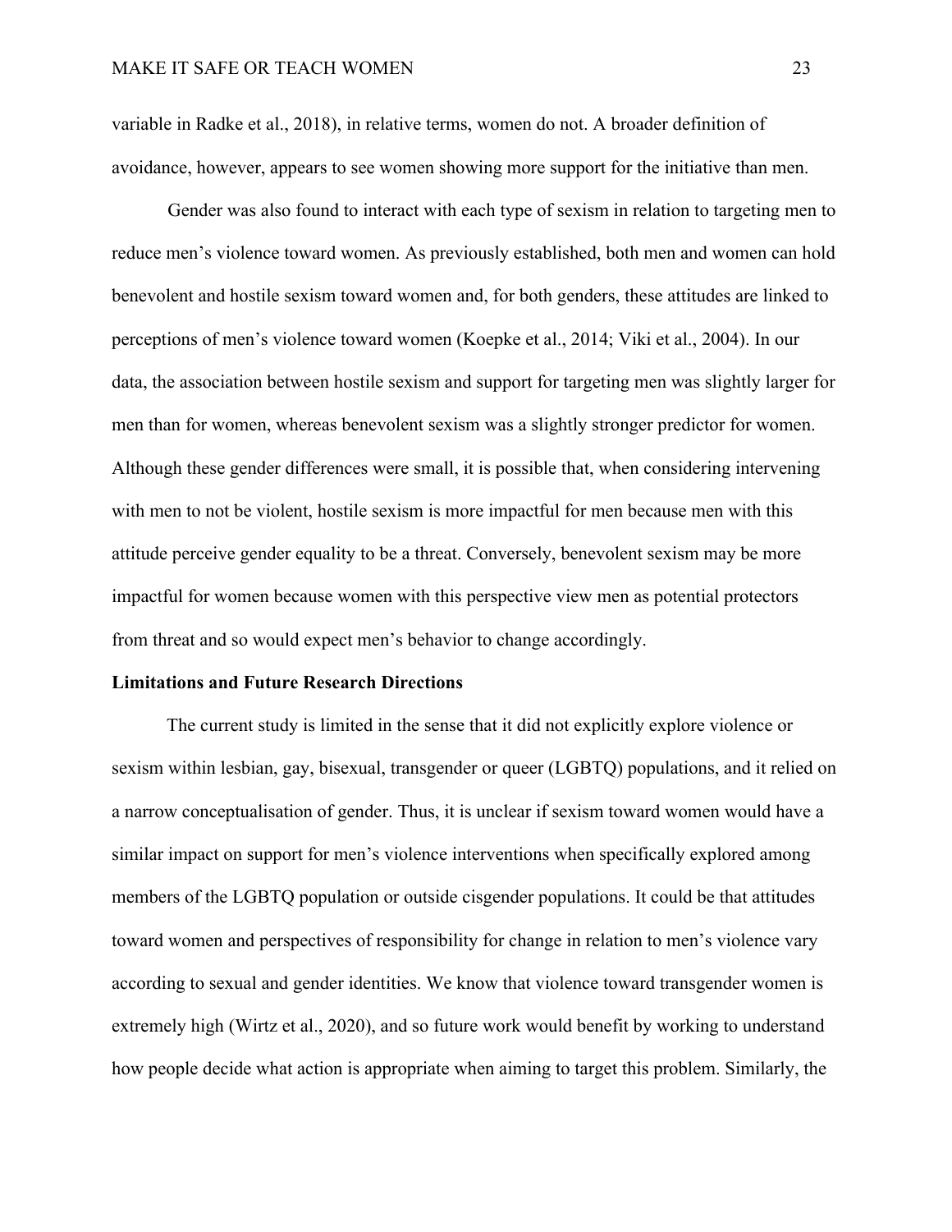variable in Radke et al., 2018), in relative terms, women do not. A broader definition of avoidance, however, appears to see women showing more support for the initiative than men.

Gender was also found to interact with each type of sexism in relation to targeting men to reduce men's violence toward women. As previously established, both men and women can hold benevolent and hostile sexism toward women and, for both genders, these attitudes are linked to perceptions of men's violence toward women (Koepke et al., 2014; Viki et al., 2004). In our data, the association between hostile sexism and support for targeting men was slightly larger for men than for women, whereas benevolent sexism was a slightly stronger predictor for women. Although these gender differences were small, it is possible that, when considering intervening with men to not be violent, hostile sexism is more impactful for men because men with this attitude perceive gender equality to be a threat. Conversely, benevolent sexism may be more impactful for women because women with this perspective view men as potential protectors from threat and so would expect men's behavior to change accordingly.

## Limitations and Future Research Directions

The current study is limited in the sense that it did not explicitly explore violence or sexism within lesbian, gay, bisexual, transgender or queer (LGBTQ) populations, and it relied on a narrow conceptualisation of gender. Thus, it is unclear if sexism toward women would have a similar impact on support for men's violence interventions when specifically explored among members of the LGBTQ population or outside cisgender populations. It could be that attitudes toward women and perspectives of responsibility for change in relation to men's violence vary according to sexual and gender identities. We know that violence toward transgender women is extremely high (Wirtz et al., 2020), and so future work would benefit by working to understand how people decide what action is appropriate when aiming to target this problem. Similarly, the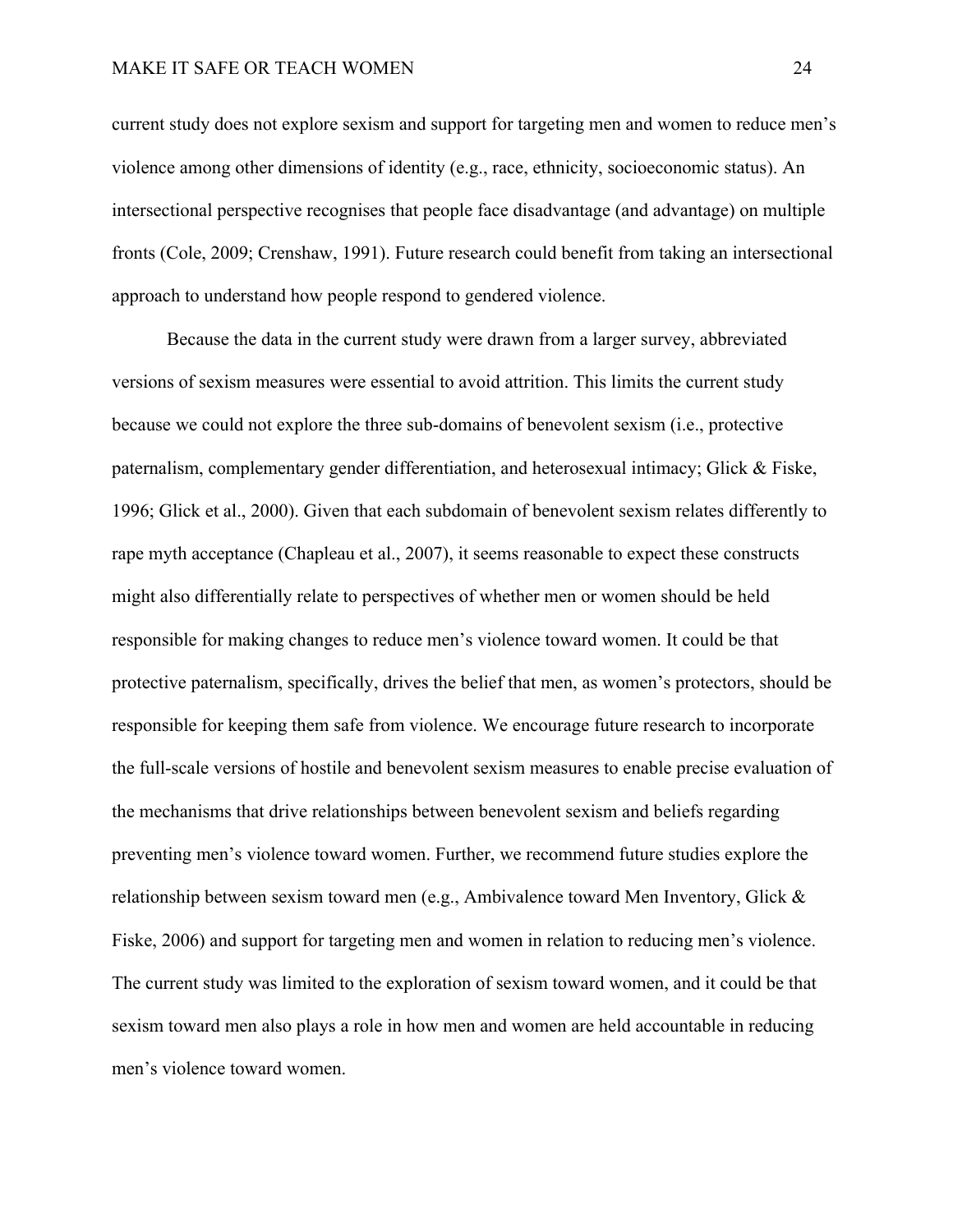current study does not explore sexism and support for targeting men and women to reduce men's violence among other dimensions of identity (e.g., race, ethnicity, socioeconomic status). An intersectional perspective recognises that people face disadvantage (and advantage) on multiple fronts (Cole, 2009; Crenshaw, 1991). Future research could benefit from taking an intersectional approach to understand how people respond to gendered violence.

Because the data in the current study were drawn from a larger survey, abbreviated versions of sexism measures were essential to avoid attrition. This limits the current study because we could not explore the three sub-domains of benevolent sexism (i.e., protective paternalism, complementary gender differentiation, and heterosexual intimacy; Glick & Fiske, 1996; Glick et al., 2000). Given that each subdomain of benevolent sexism relates differently to rape myth acceptance (Chapleau et al., 2007), it seems reasonable to expect these constructs might also differentially relate to perspectives of whether men or women should be held responsible for making changes to reduce men's violence toward women. It could be that protective paternalism, specifically, drives the belief that men, as women's protectors, should be responsible for keeping them safe from violence. We encourage future research to incorporate the full-scale versions of hostile and benevolent sexism measures to enable precise evaluation of the mechanisms that drive relationships between benevolent sexism and beliefs regarding preventing men's violence toward women. Further, we recommend future studies explore the relationship between sexism toward men (e.g., Ambivalence toward Men Inventory, Glick & Fiske, 2006) and support for targeting men and women in relation to reducing men's violence. The current study was limited to the exploration of sexism toward women, and it could be that sexism toward men also plays a role in how men and women are held accountable in reducing men's violence toward women.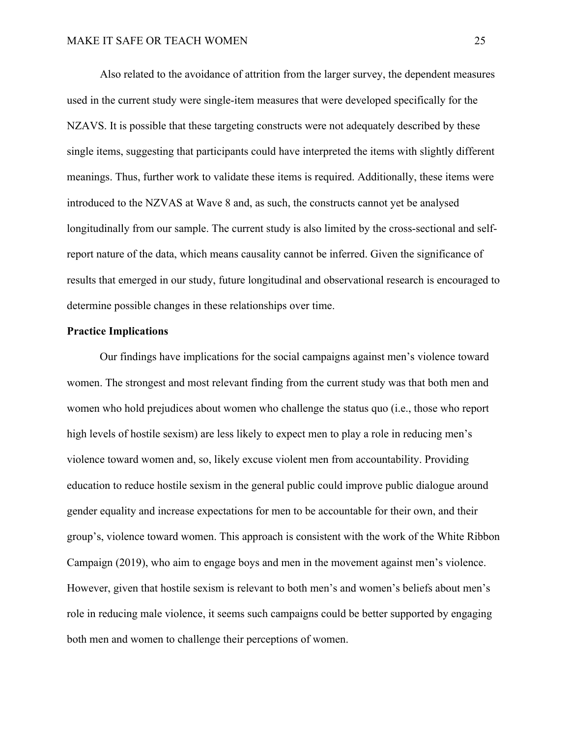Also related to the avoidance of attrition from the larger survey, the dependent measures used in the current study were single-item measures that were developed specifically for the NZAVS. It is possible that these targeting constructs were not adequately described by these single items, suggesting that participants could have interpreted the items with slightly different meanings. Thus, further work to validate these items is required. Additionally, these items were introduced to the NZVAS at Wave 8 and, as such, the constructs cannot yet be analysed longitudinally from our sample. The current study is also limited by the cross-sectional and self-report nature of the data, which means causality cannot be inferred. Given the significance of results that emerged in our study, future longitudinal and observational research is encouraged to determine possible changes in these relationships over time.

**Practice Implications**

Our findings have implications for the social campaigns against men's violence toward women. The strongest and most relevant finding from the current study was that both men and women who hold prejudices about women who challenge the status quo (i.e., those who report high levels of hostile sexism) are less likely to expect men to play a role in reducing men's violence toward women and, so, likely excuse violent men from accountability. Providing education to reduce hostile sexism in the general public could improve public dialogue around gender equality and increase expectations for men to be accountable for their own, and their group's, violence toward women. This approach is consistent with the work of the White Ribbon Campaign (2019), who aim to engage boys and men in the movement against men's violence. However, given that hostile sexism is relevant to both men's and women's beliefs about men's role in reducing male violence, it seems such campaigns could be better supported by engaging both men and women to challenge their perceptions of women.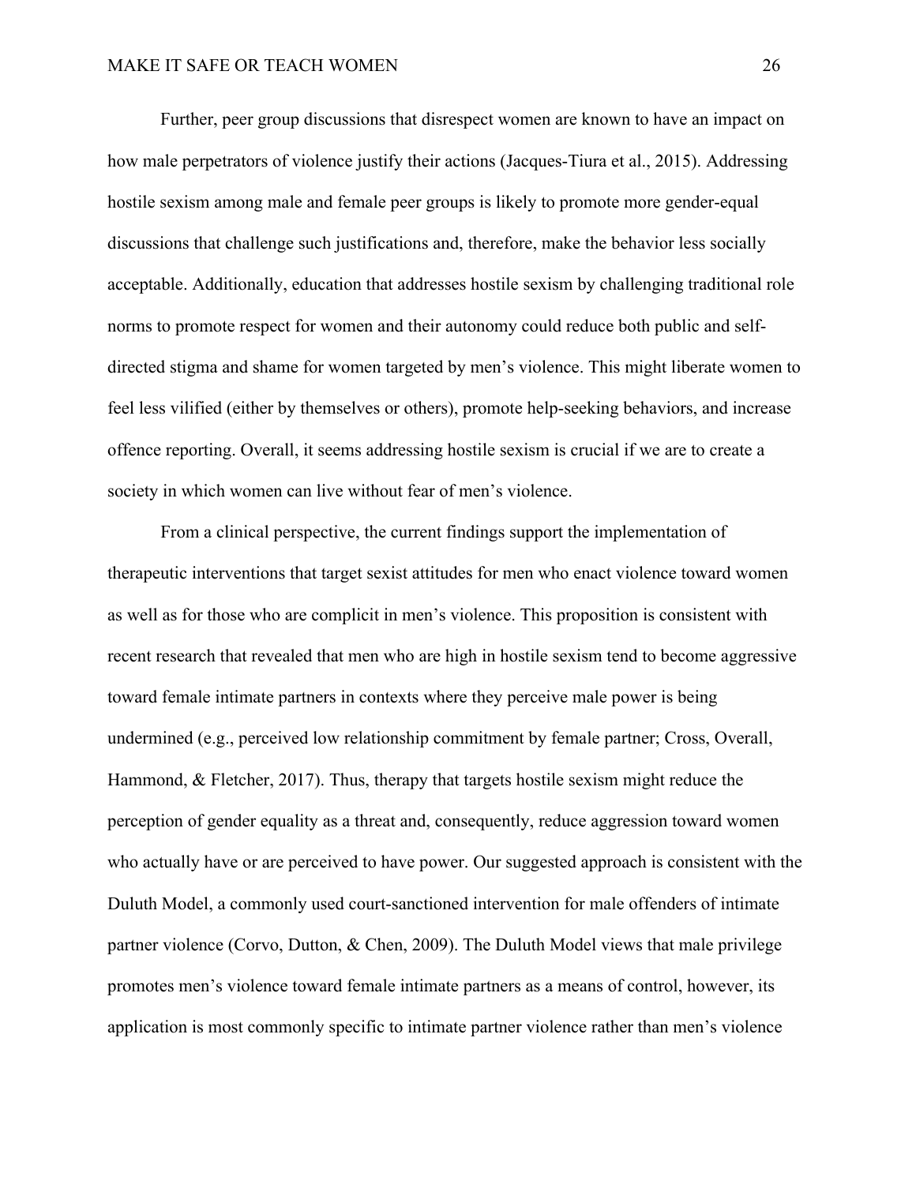Further, peer group discussions that disrespect women are known to have an impact on how male perpetrators of violence justify their actions (Jacques-Tiura et al., 2015). Addressing hostile sexism among male and female peer groups is likely to promote more gender-equal discussions that challenge such justifications and, therefore, make the behavior less socially acceptable. Additionally, education that addresses hostile sexism by challenging traditional role norms to promote respect for women and their autonomy could reduce both public and self-directed stigma and shame for women targeted by men's violence. This might liberate women to feel less vilified (either by themselves or others), promote help-seeking behaviors, and increase offence reporting. Overall, it seems addressing hostile sexism is crucial if we are to create a society in which women can live without fear of men's violence.

From a clinical perspective, the current findings support the implementation of therapeutic interventions that target sexist attitudes for men who enact violence toward women as well as for those who are complicit in men's violence. This proposition is consistent with recent research that revealed that men who are high in hostile sexism tend to become aggressive toward female intimate partners in contexts where they perceive male power is being undermined (e.g., perceived low relationship commitment by female partner; Cross, Overall, Hammond, & Fletcher, 2017). Thus, therapy that targets hostile sexism might reduce the perception of gender equality as a threat and, consequently, reduce aggression toward women who actually have or are perceived to have power. Our suggested approach is consistent with the Duluth Model, a commonly used court-sanctioned intervention for male offenders of intimate partner violence (Corvo, Dutton, & Chen, 2009). The Duluth Model views that male privilege promotes men's violence toward female intimate partners as a means of control, however, its application is most commonly specific to intimate partner violence rather than men's violence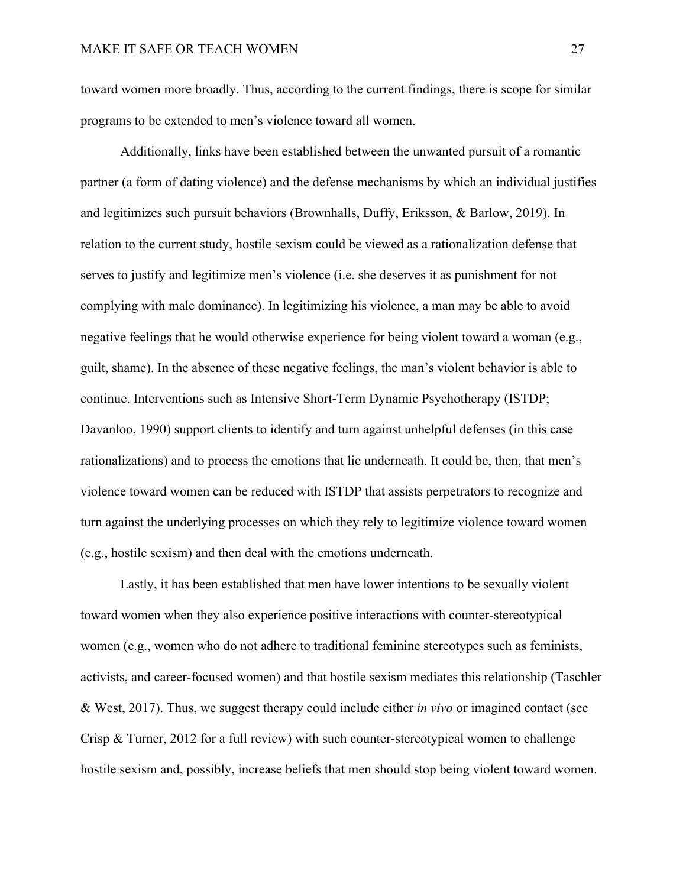toward women more broadly. Thus, according to the current findings, there is scope for similar programs to be extended to men's violence toward all women.

Additionally, links have been established between the unwanted pursuit of a romantic partner (a form of dating violence) and the defense mechanisms by which an individual justifies and legitimizes such pursuit behaviors (Brownhalls, Duffy, Eriksson, & Barlow, 2019). In relation to the current study, hostile sexism could be viewed as a rationalization defense that serves to justify and legitimize men's violence (i.e. she deserves it as punishment for not complying with male dominance). In legitimizing his violence, a man may be able to avoid negative feelings that he would otherwise experience for being violent toward a woman (e.g., guilt, shame). In the absence of these negative feelings, the man's violent behavior is able to continue. Interventions such as Intensive Short-Term Dynamic Psychotherapy (ISTDP; Davanloo, 1990) support clients to identify and turn against unhelpful defenses (in this case rationalizations) and to process the emotions that lie underneath. It could be, then, that men's violence toward women can be reduced with ISTDP that assists perpetrators to recognize and turn against the underlying processes on which they rely to legitimize violence toward women (e.g., hostile sexism) and then deal with the emotions underneath.

Lastly, it has been established that men have lower intentions to be sexually violent toward women when they also experience positive interactions with counter-stereotypical women (e.g., women who do not adhere to traditional feminine stereotypes such as feminists, activists, and career-focused women) and that hostile sexism mediates this relationship (Taschler & West, 2017). Thus, we suggest therapy could include either *in vivo* or imagined contact (see Crisp & Turner, 2012 for a full review) with such counter-stereotypical women to challenge hostile sexism and, possibly, increase beliefs that men should stop being violent toward women.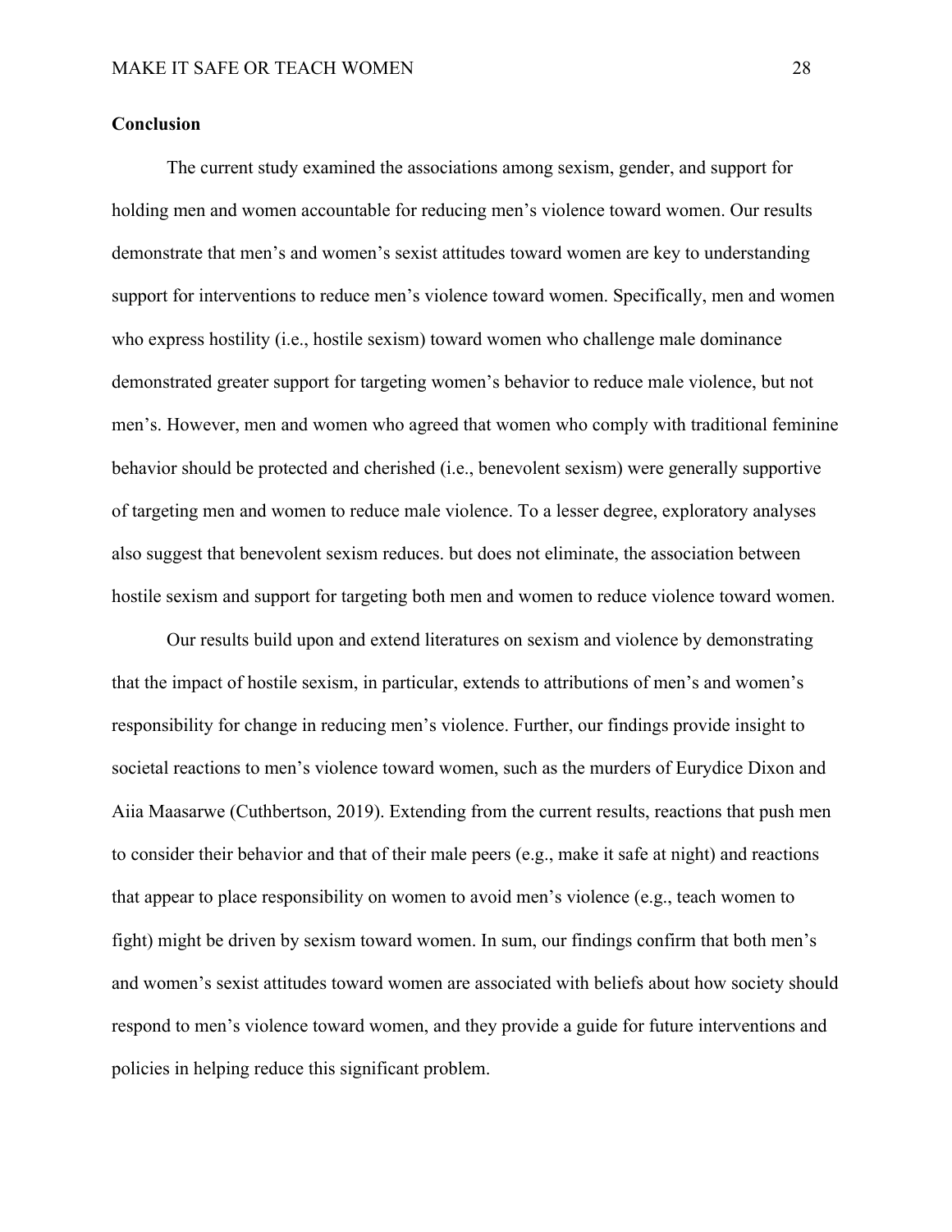**Conclusion**

The current study examined the associations among sexism, gender, and support for holding men and women accountable for reducing men's violence toward women. Our results demonstrate that men's and women's sexist attitudes toward women are key to understanding support for interventions to reduce men's violence toward women. Specifically, men and women who express hostility (i.e., hostile sexism) toward women who challenge male dominance demonstrated greater support for targeting women's behavior to reduce male violence, but not men's. However, men and women who agreed that women who comply with traditional feminine behavior should be protected and cherished (i.e., benevolent sexism) were generally supportive of targeting men and women to reduce male violence. To a lesser degree, exploratory analyses also suggest that benevolent sexism reduces. but does not eliminate, the association between hostile sexism and support for targeting both men and women to reduce violence toward women.

Our results build upon and extend literatures on sexism and violence by demonstrating that the impact of hostile sexism, in particular, extends to attributions of men's and women's responsibility for change in reducing men's violence. Further, our findings provide insight to societal reactions to men's violence toward women, such as the murders of Eurydice Dixon and Aiia Maasarwe (Cuthbertson, 2019). Extending from the current results, reactions that push men to consider their behavior and that of their male peers (e.g., make it safe at night) and reactions that appear to place responsibility on women to avoid men's violence (e.g., teach women to fight) might be driven by sexism toward women. In sum, our findings confirm that both men's and women's sexist attitudes toward women are associated with beliefs about how society should respond to men's violence toward women, and they provide a guide for future interventions and policies in helping reduce this significant problem.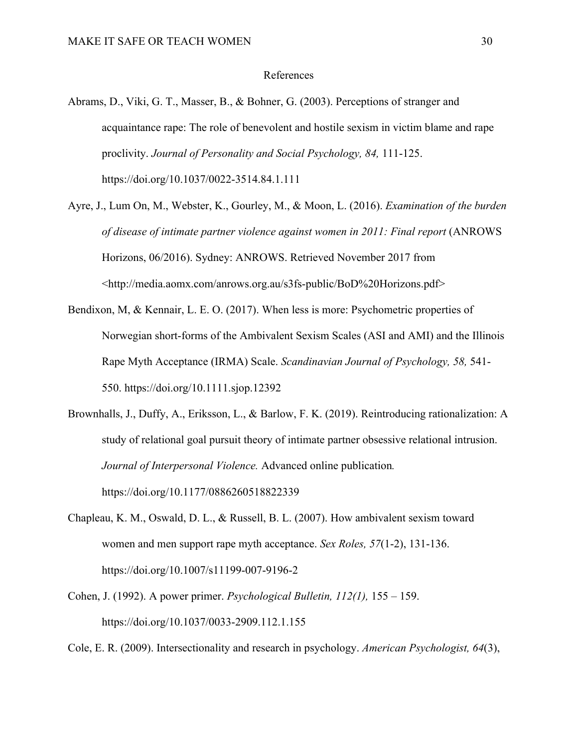# References

Abrams, D., Viki, G. T., Masser, B., & Bohner, G. (2003). Perceptions of stranger and acquaintance rape: The role of benevolent and hostile sexism in victim blame and rape proclivity. *Journal of Personality and Social Psychology, 84,* 111-125. https://doi.org/10.1037/0022-3514.84.1.111

Ayre, J., Lum On, M., Webster, K., Gourley, M., & Moon, L. (2016). *Examination of the burden of disease of intimate partner violence against women in 2011: Final report* (ANROWS Horizons, 06/2016). Sydney: ANROWS. Retrieved November 2017 from <http://media.aomx.com/anrows.org.au/s3fs-public/BoD%20Horizons.pdf>

Bendixon, M, & Kennair, L. E. O. (2017). When less is more: Psychometric properties of Norwegian short-forms of the Ambivalent Sexism Scales (ASI and AMI) and the Illinois Rape Myth Acceptance (IRMA) Scale. *Scandinavian Journal of Psychology, 58,* 541-550. https://doi.org/10.1111.sjop.12392

Brownhalls, J., Duffy, A., Eriksson, L., & Barlow, F. K. (2019). Reintroducing rationalization: A study of relational goal pursuit theory of intimate partner obsessive relational intrusion. *Journal of Interpersonal Violence.* Advanced online publication. https://doi.org/10.1177/0886260518822339

Chapleau, K. M., Oswald, D. L., & Russell, B. L. (2007). How ambivalent sexism toward women and men support rape myth acceptance. *Sex Roles, 57*(1-2), 131-136. https://doi.org/10.1007/s11199-007-9196-2

Cohen, J. (1992). A power primer. *Psychological Bulletin, 112(1),* 155 – 159. https://doi.org/10.1037/0033-2909.112.1.155

Cole, E. R. (2009). Intersectionality and research in psychology. *American Psychologist, 64*(3),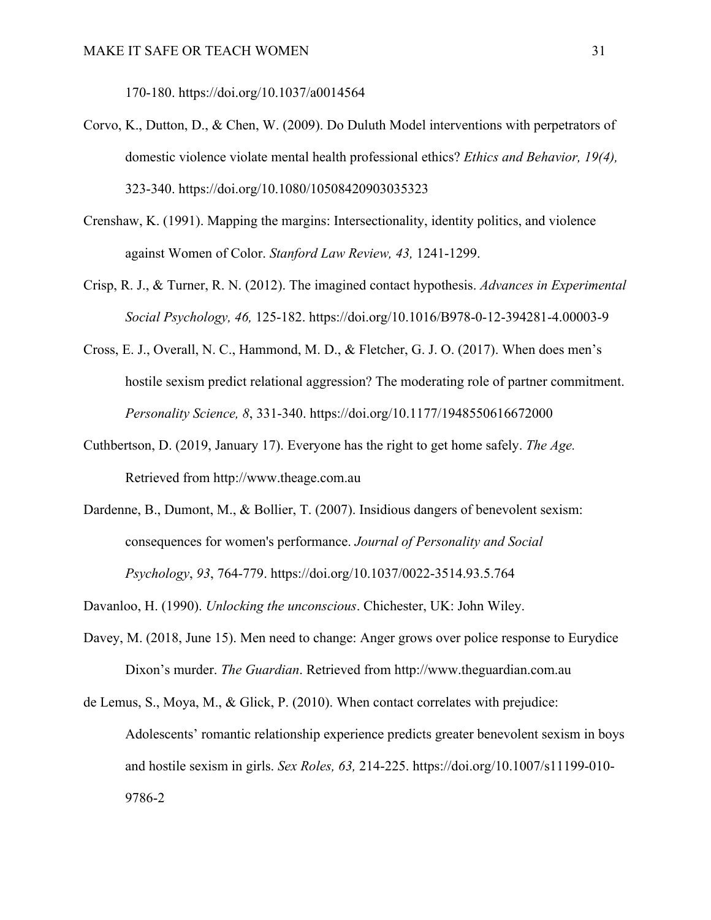170-180. https://doi.org/10.1037/a0014564

Corvo, K., Dutton, D., & Chen, W. (2009). Do Duluth Model interventions with perpetrators of domestic violence violate mental health professional ethics? *Ethics and Behavior, 19(4),* 323-340. https://doi.org/10.1080/10508420903035323

Crenshaw, K. (1991). Mapping the margins: Intersectionality, identity politics, and violence against Women of Color. *Stanford Law Review, 43,* 1241-1299.

Crisp, R. J., & Turner, R. N. (2012). The imagined contact hypothesis. *Advances in Experimental Social Psychology, 46,* 125-182. https://doi.org/10.1016/B978-0-12-394281-4.00003-9

Cross, E. J., Overall, N. C., Hammond, M. D., & Fletcher, G. J. O. (2017). When does men's hostile sexism predict relational aggression? The moderating role of partner commitment. *Personality Science, 8*, 331-340. https://doi.org/10.1177/1948550616672000

Cuthbertson, D. (2019, January 17). Everyone has the right to get home safely. *The Age.* Retrieved from http://www.theage.com.au

Dardenne, B., Dumont, M., & Bollier, T. (2007). Insidious dangers of benevolent sexism: consequences for women's performance. *Journal of Personality and Social Psychology*, *93*, 764-779. https://doi.org/10.1037/0022-3514.93.5.764

Davanloo, H. (1990). *Unlocking the unconscious*. Chichester, UK: John Wiley.

Davey, M. (2018, June 15). Men need to change: Anger grows over police response to Eurydice Dixon's murder. *The Guardian*. Retrieved from http://www.theguardian.com.au

de Lemus, S., Moya, M., & Glick, P. (2010). When contact correlates with prejudice: Adolescents' romantic relationship experience predicts greater benevolent sexism in boys and hostile sexism in girls. *Sex Roles, 63,* 214-225. https://doi.org/10.1007/s11199-010-9786-2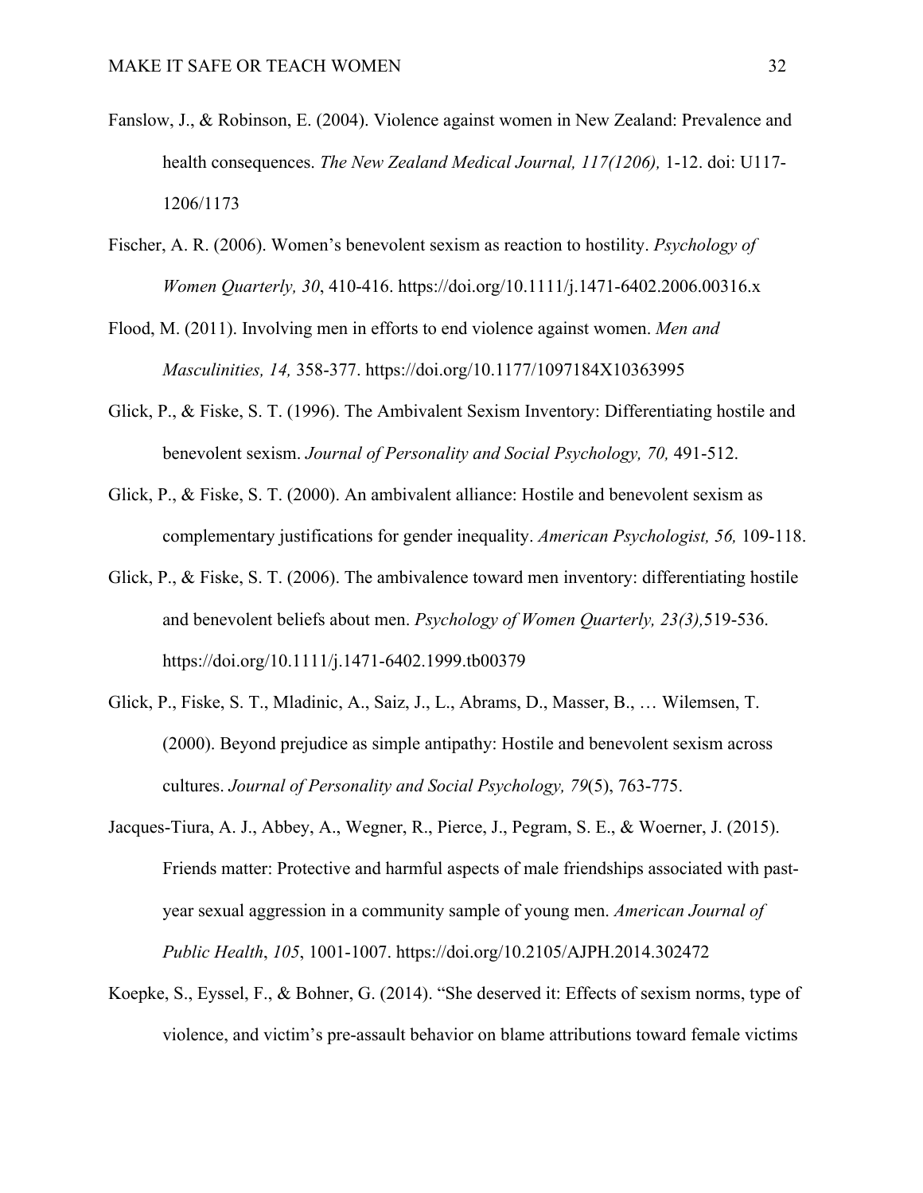Fanslow, J., & Robinson, E. (2004). Violence against women in New Zealand: Prevalence and health consequences. *The New Zealand Medical Journal, 117(1206),* 1-12. doi: U117-1206/1173

Fischer, A. R. (2006). Women's benevolent sexism as reaction to hostility. *Psychology of Women Quarterly, 30*, 410-416. https://doi.org/10.1111/j.1471-6402.2006.00316.x

Flood, M. (2011). Involving men in efforts to end violence against women. *Men and Masculinities, 14,* 358-377. https://doi.org/10.1177/1097184X10363995

Glick, P., & Fiske, S. T. (1996). The Ambivalent Sexism Inventory: Differentiating hostile and benevolent sexism. *Journal of Personality and Social Psychology, 70,* 491-512.

Glick, P., & Fiske, S. T. (2000). An ambivalent alliance: Hostile and benevolent sexism as complementary justifications for gender inequality. *American Psychologist, 56,* 109-118.

Glick, P., & Fiske, S. T. (2006). The ambivalence toward men inventory: differentiating hostile and benevolent beliefs about men. *Psychology of Women Quarterly, 23(3),*519-536. https://doi.org/10.1111/j.1471-6402.1999.tb00379

Glick, P., Fiske, S. T., Mladinic, A., Saiz, J., L., Abrams, D., Masser, B., … Wilemsen, T. (2000). Beyond prejudice as simple antipathy: Hostile and benevolent sexism across cultures. *Journal of Personality and Social Psychology, 79*(5), 763-775.

Jacques-Tiura, A. J., Abbey, A., Wegner, R., Pierce, J., Pegram, S. E., & Woerner, J. (2015). Friends matter: Protective and harmful aspects of male friendships associated with past-year sexual aggression in a community sample of young men. *American Journal of Public Health*, *105*, 1001-1007. https://doi.org/10.2105/AJPH.2014.302472

Koepke, S., Eyssel, F., & Bohner, G. (2014). "She deserved it: Effects of sexism norms, type of violence, and victim's pre-assault behavior on blame attributions toward female victims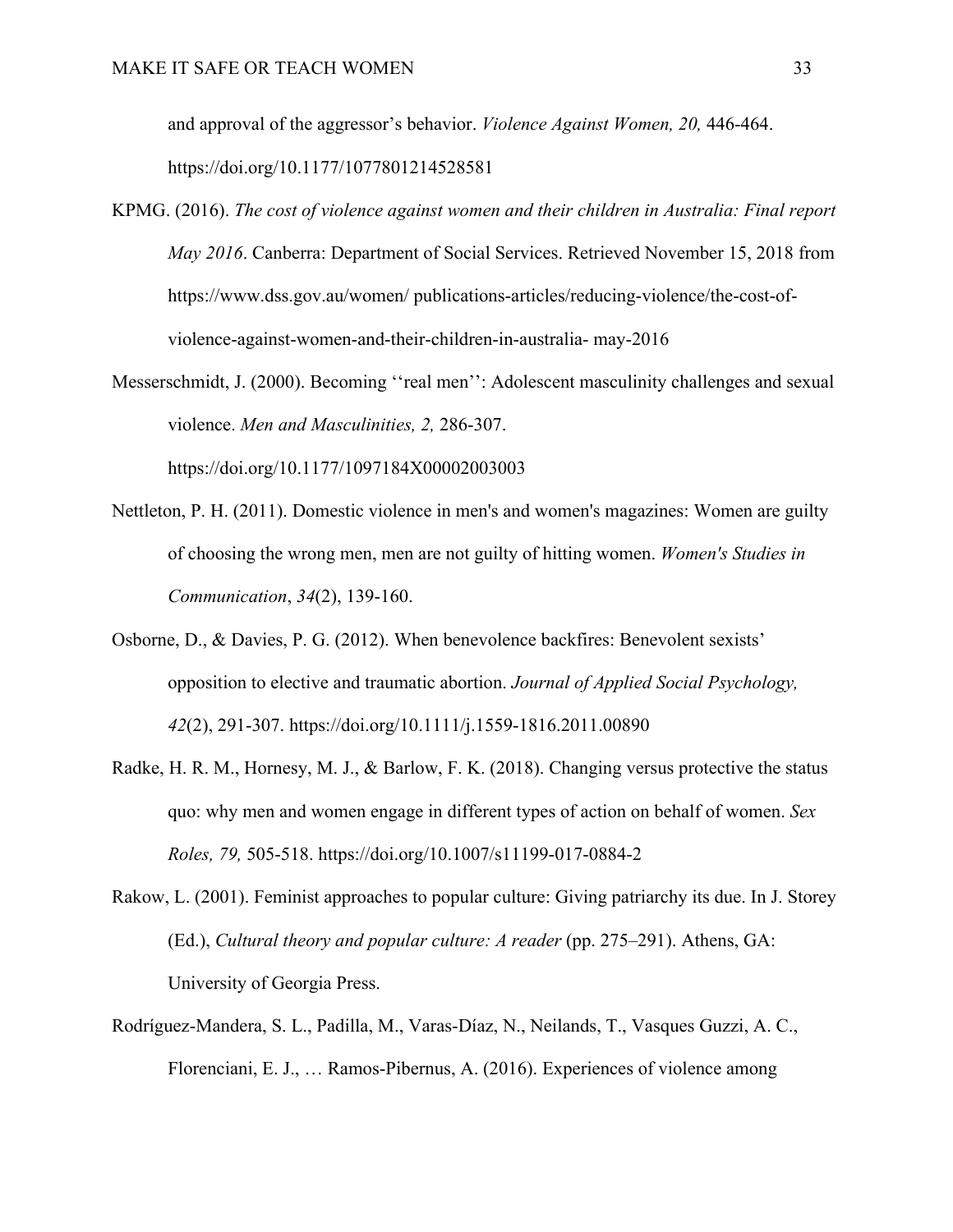and approval of the aggressor's behavior. *Violence Against Women, 20,* 446-464. https://doi.org/10.1177/1077801214528581

KPMG. (2016). *The cost of violence against women and their children in Australia: Final report May 2016*. Canberra: Department of Social Services. Retrieved November 15, 2018 from https://www.dss.gov.au/women/ publications-articles/reducing-violence/the-cost-of-violence-against-women-and-their-children-in-australia- may-2016

Messerschmidt, J. (2000). Becoming ''real men'': Adolescent masculinity challenges and sexual violence. *Men and Masculinities, 2,* 286-307. https://doi.org/10.1177/1097184X00002003003

Nettleton, P. H. (2011). Domestic violence in men's and women's magazines: Women are guilty of choosing the wrong men, men are not guilty of hitting women. *Women's Studies in Communication*, *34*(2), 139-160.

Osborne, D., & Davies, P. G. (2012). When benevolence backfires: Benevolent sexists' opposition to elective and traumatic abortion. *Journal of Applied Social Psychology, 42*(2), 291-307. https://doi.org/10.1111/j.1559-1816.2011.00890

Radke, H. R. M., Hornesy, M. J., & Barlow, F. K. (2018). Changing versus protective the status quo: why men and women engage in different types of action on behalf of women. *Sex Roles, 79,* 505-518. https://doi.org/10.1007/s11199-017-0884-2

Rakow, L. (2001). Feminist approaches to popular culture: Giving patriarchy its due. In J. Storey (Ed.), *Cultural theory and popular culture: A reader* (pp. 275–291). Athens, GA: University of Georgia Press.

Rodríguez-Mandera, S. L., Padilla, M., Varas-Díaz, N., Neilands, T., Vasques Guzzi, A. C., Florenciani, E. J., … Ramos-Pibernus, A. (2016). Experiences of violence among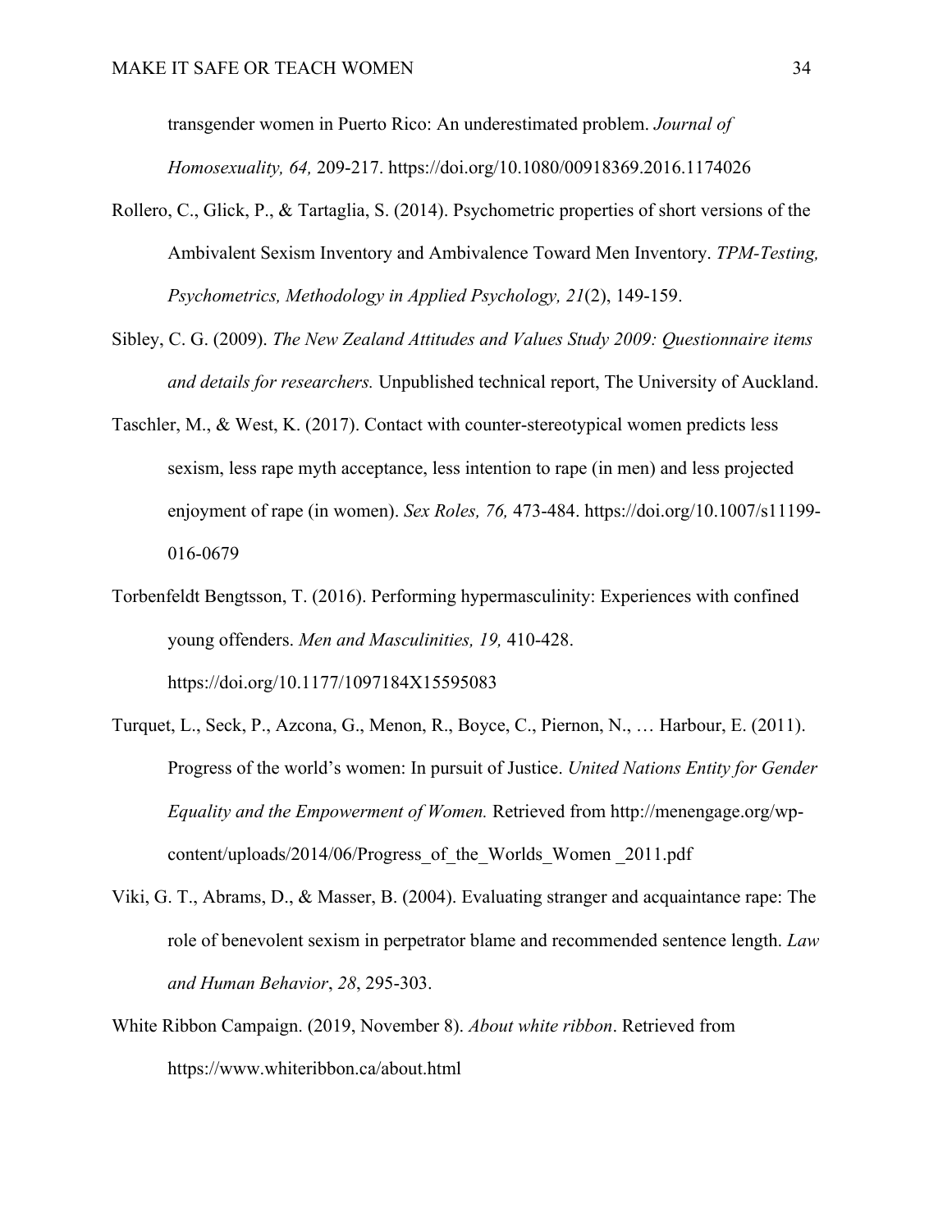transgender women in Puerto Rico: An underestimated problem. *Journal of Homosexuality, 64,* 209-217. https://doi.org/10.1080/00918369.2016.1174026

Rollero, C., Glick, P., & Tartaglia, S. (2014). Psychometric properties of short versions of the Ambivalent Sexism Inventory and Ambivalence Toward Men Inventory. *TPM-Testing, Psychometrics, Methodology in Applied Psychology, 21*(2), 149-159.

Sibley, C. G. (2009). *The New Zealand Attitudes and Values Study 2009: Questionnaire items and details for researchers.* Unpublished technical report, The University of Auckland.

Taschler, M., & West, K. (2017). Contact with counter-stereotypical women predicts less sexism, less rape myth acceptance, less intention to rape (in men) and less projected enjoyment of rape (in women). *Sex Roles, 76,* 473-484. https://doi.org/10.1007/s11199-016-0679

Torbenfeldt Bengtsson, T. (2016). Performing hypermasculinity: Experiences with confined young offenders. *Men and Masculinities, 19,* 410-428. https://doi.org/10.1177/1097184X15595083

Turquet, L., Seck, P., Azcona, G., Menon, R., Boyce, C., Piernon, N., … Harbour, E. (2011). Progress of the world's women: In pursuit of Justice. *United Nations Entity for Gender Equality and the Empowerment of Women.* Retrieved from http://menengage.org/wp-content/uploads/2014/06/Progress_of_the_Worlds_Women _2011.pdf

Viki, G. T., Abrams, D., & Masser, B. (2004). Evaluating stranger and acquaintance rape: The role of benevolent sexism in perpetrator blame and recommended sentence length. *Law and Human Behavior*, *28*, 295-303.

White Ribbon Campaign. (2019, November 8). *About white ribbon*. Retrieved from https://www.whiteribbon.ca/about.html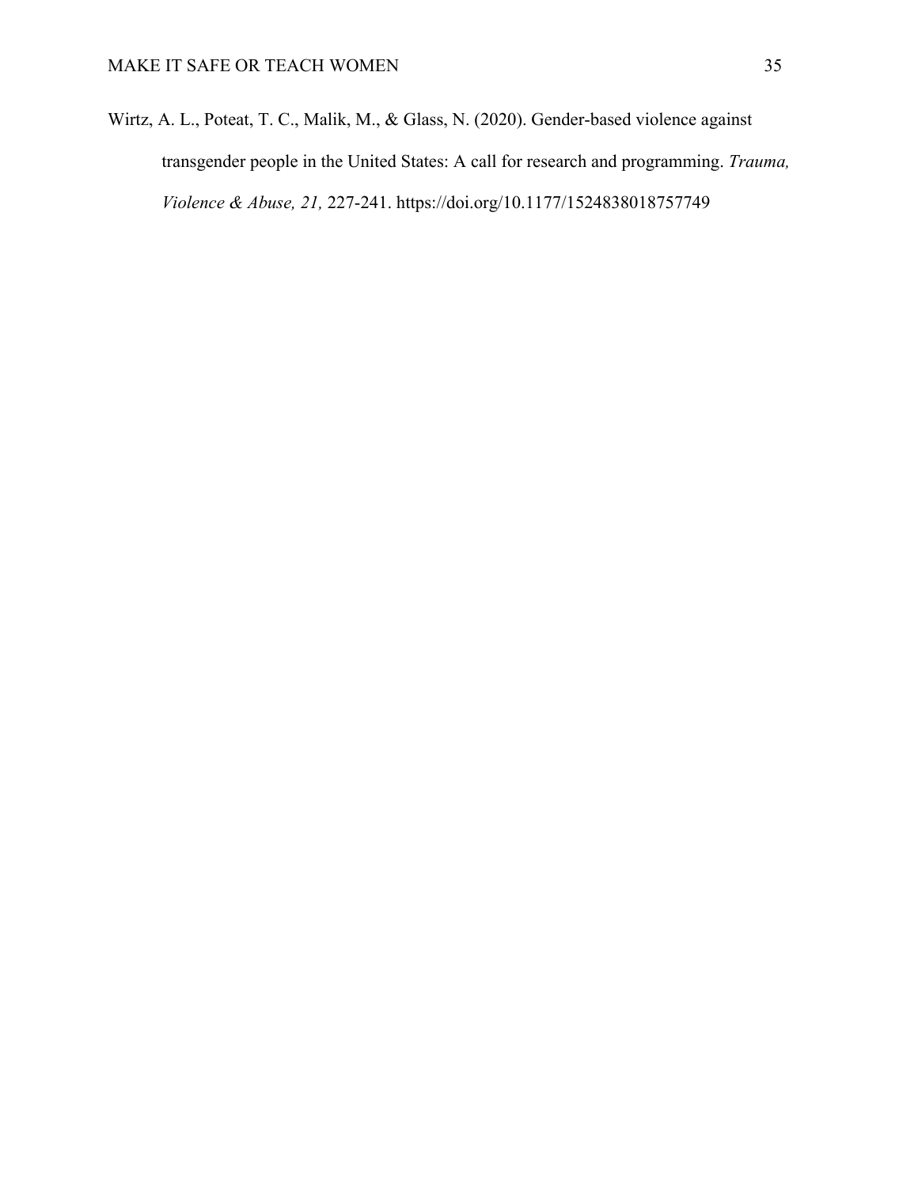Wirtz, A. L., Poteat, T. C., Malik, M., & Glass, N. (2020). Gender-based violence against transgender people in the United States: A call for research and programming. *Trauma, Violence & Abuse, 21,* 227-241. https://doi.org/10.1177/1524838018757749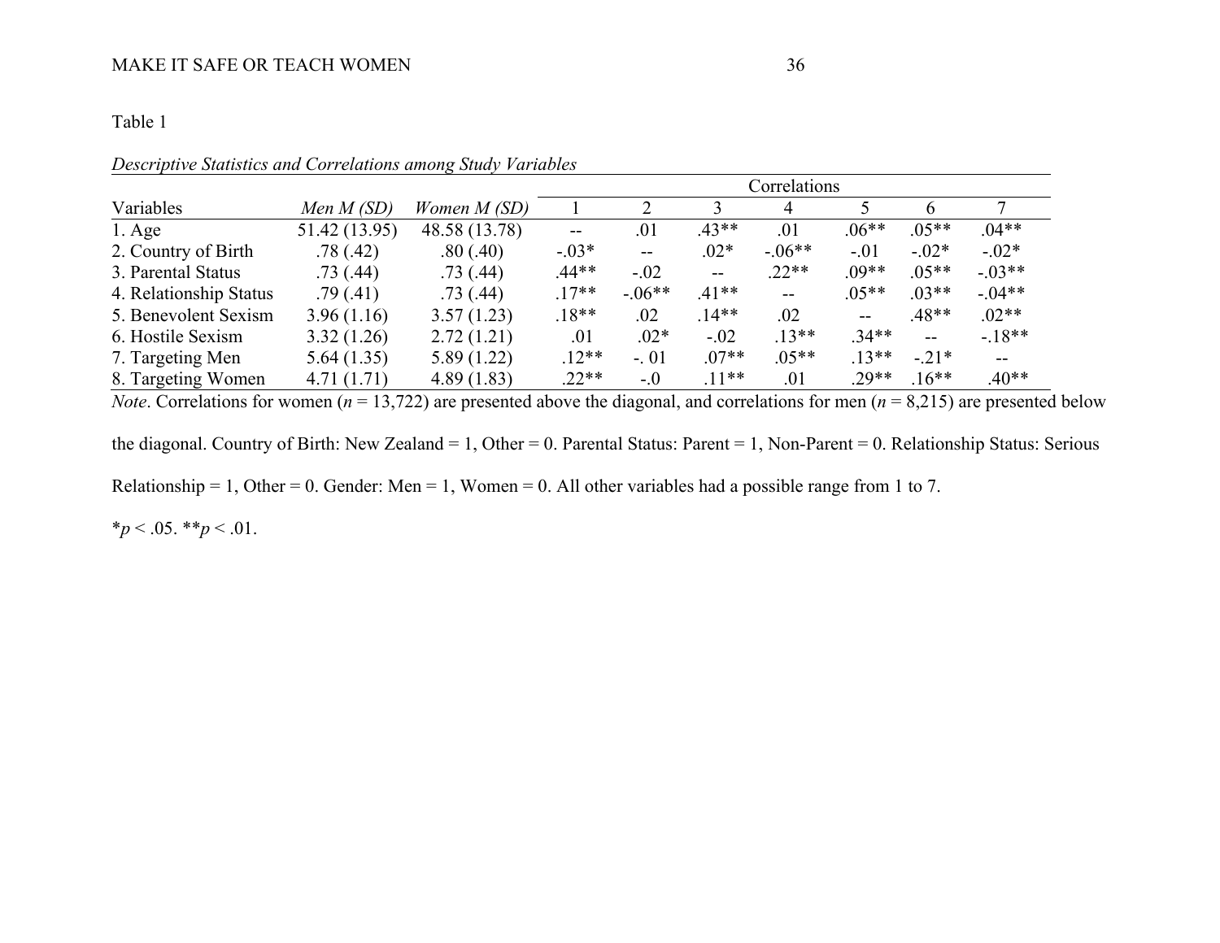Table 1

*Descriptive Statistics and Correlations among Study Variables*

| | | | Correlations | | | | | | |
|---|---|---|---|---|---|---|---|---|---|
| Variables | *Men M (SD)* | *Women M (SD)* | 1 | 2 | 3 | 4 | 5 | 6 | 7 |
| 1. Age | 51.42 (13.95) | 48.58 (13.78) | -- | .01 | .43** | .01 | .06** | .05** | .04** |
| 2. Country of Birth | .78 (.42) | .80 (.40) | -.03* | -- | .02* | -.06** | -.01 | -.02* | -.02* |
| 3. Parental Status | .73 (.44) | .73 (.44) | .44** | -.02 | -- | .22** | .09** | .05** | -.03** |
| 4. Relationship Status | .79 (.41) | .73 (.44) | .17** | -.06** | .41** | -- | .05** | .03** | -.04** |
| 5. Benevolent Sexism | 3.96 (1.16) | 3.57 (1.23) | .18** | .02 | .14** | .02 | -- | .48** | .02** |
| 6. Hostile Sexism | 3.32 (1.26) | 2.72 (1.21) | .01 | .02* | -.02 | .13** | .34** | -- | -.18** |
| 7. Targeting Men | 5.64 (1.35) | 5.89 (1.22) | .12** | -. 01 | .07** | .05** | .13** | -.21* | -- |
| 8. Targeting Women | 4.71 (1.71) | 4.89 (1.83) | .22** | -.0 | .11** | .01 | .29** | .16** | .40** |

*Note*. Correlations for women ($n$ = 13,722) are presented above the diagonal, and correlations for men ($n$ = 8,215) are presented below the diagonal. Country of Birth: New Zealand = 1, Other = 0. Parental Status: Parent = 1, Non-Parent = 0. Relationship Status: Serious Relationship = 1, Other = 0. Gender: Men = 1, Women = 0. All other variables had a possible range from 1 to 7.

\**p* < .05. \*\**p* < .01.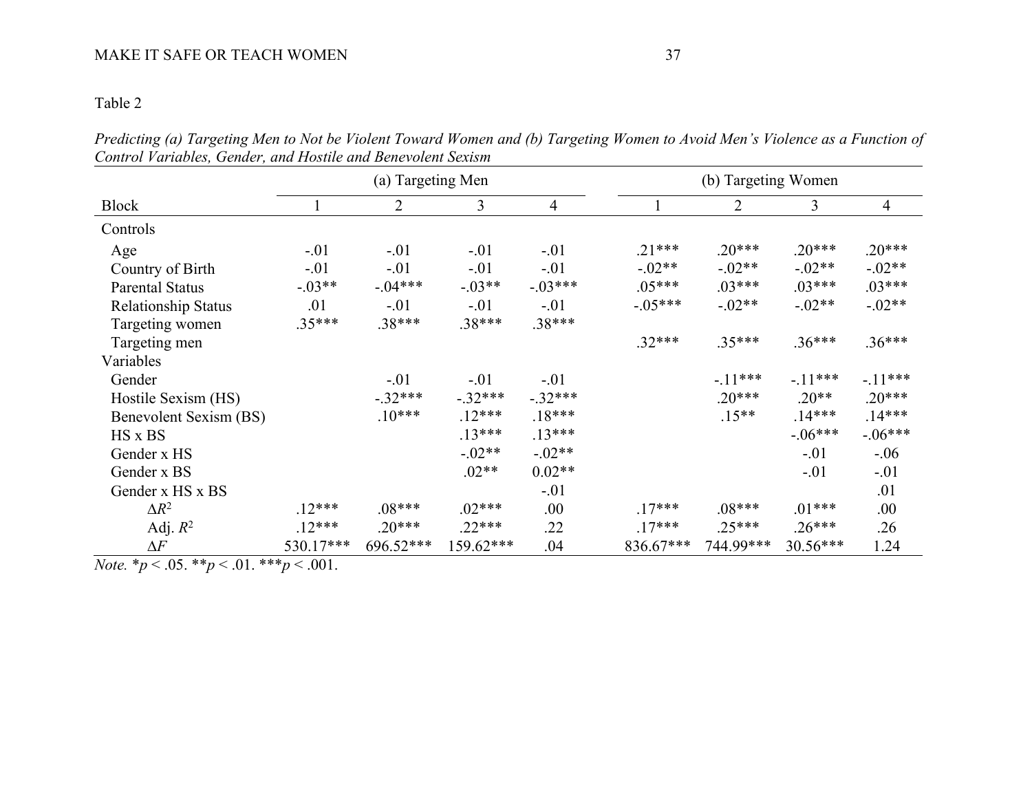Table 2

*Predicting (a) Targeting Men to Not be Violent Toward Women and (b) Targeting Women to Avoid Men's Violence as a Function of Control Variables, Gender, and Hostile and Benevolent Sexism*

| | (a) Targeting Men | | | | (b) Targeting Women | | | |
|---|---|---|---|---|---|---|---|---|
| Block | 1 | 2 | 3 | 4 | 1 | 2 | 3 | 4 |
| Controls | | | | | | | | |
| Age | -.01 | -.01 | -.01 | -.01 | .21*** | .20*** | .20*** | .20*** |
| Country of Birth | -.01 | -.01 | -.01 | -.01 | -.02** | -.02** | -.02** | -.02** |
| Parental Status | -.03** | -.04*** | -.03** | -.03*** | .05*** | .03*** | .03*** | .03*** |
| Relationship Status | .01 | -.01 | -.01 | -.01 | -.05*** | -.02** | -.02** | -.02** |
| Targeting women | .35*** | .38*** | .38*** | .38*** | | | | |
| Targeting men | | | | | .32*** | .35*** | .36*** | .36*** |
| Variables | | | | | | | | |
| Gender | | -.01 | -.01 | -.01 | | -.11*** | -.11*** | -.11*** |
| Hostile Sexism (HS) | | -.32*** | -.32*** | -.32*** | | .20*** | .20** | .20*** |
| Benevolent Sexism (BS) | | .10*** | .12*** | .18*** | | .15** | .14*** | .14*** |
| HS x BS | | | .13*** | .13*** | | | -.06*** | -.06*** |
| Gender x HS | | | -.02** | -.02** | | | -.01 | -.06 |
| Gender x BS | | | .02** | 0.02** | | | -.01 | -.01 |
| Gender x HS x BS | | | | -.01 | | | | .01 |
| $\Delta R^2$ | .12*** | .08*** | .02*** | .00 | .17*** | .08*** | .01*** | .00 |
| Adj. $R^2$ | .12*** | .20*** | .22*** | .22 | .17*** | .25*** | .26*** | .26 |
| $\Delta F$ | 530.17*** | 696.52*** | 159.62*** | .04 | 836.67*** | 744.99*** | 30.56*** | 1.24 |

*Note.* \*$p < .05$. \*\*$p < .01$. \*\*\*$p < .001$.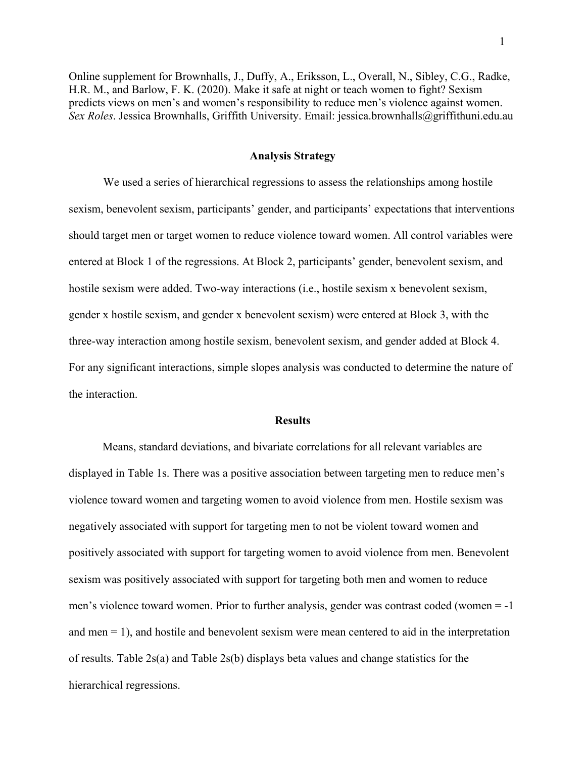Online supplement for Brownhalls, J., Duffy, A., Eriksson, L., Overall, N., Sibley, C.G., Radke, H.R. M., and Barlow, F. K. (2020). Make it safe at night or teach women to fight? Sexism predicts views on men's and women's responsibility to reduce men's violence against women. *Sex Roles*. Jessica Brownhalls, Griffith University. Email: jessica.brownhalls@griffithuni.edu.au

## Analysis Strategy

We used a series of hierarchical regressions to assess the relationships among hostile sexism, benevolent sexism, participants' gender, and participants' expectations that interventions should target men or target women to reduce violence toward women. All control variables were entered at Block 1 of the regressions. At Block 2, participants' gender, benevolent sexism, and hostile sexism were added. Two-way interactions (i.e., hostile sexism x benevolent sexism, gender x hostile sexism, and gender x benevolent sexism) were entered at Block 3, with the three-way interaction among hostile sexism, benevolent sexism, and gender added at Block 4. For any significant interactions, simple slopes analysis was conducted to determine the nature of the interaction.

## Results

Means, standard deviations, and bivariate correlations for all relevant variables are displayed in Table 1s. There was a positive association between targeting men to reduce men's violence toward women and targeting women to avoid violence from men. Hostile sexism was negatively associated with support for targeting men to not be violent toward women and positively associated with support for targeting women to avoid violence from men. Benevolent sexism was positively associated with support for targeting both men and women to reduce men's violence toward women. Prior to further analysis, gender was contrast coded (women = -1 and men = 1), and hostile and benevolent sexism were mean centered to aid in the interpretation of results. Table 2s(a) and Table 2s(b) displays beta values and change statistics for the hierarchical regressions.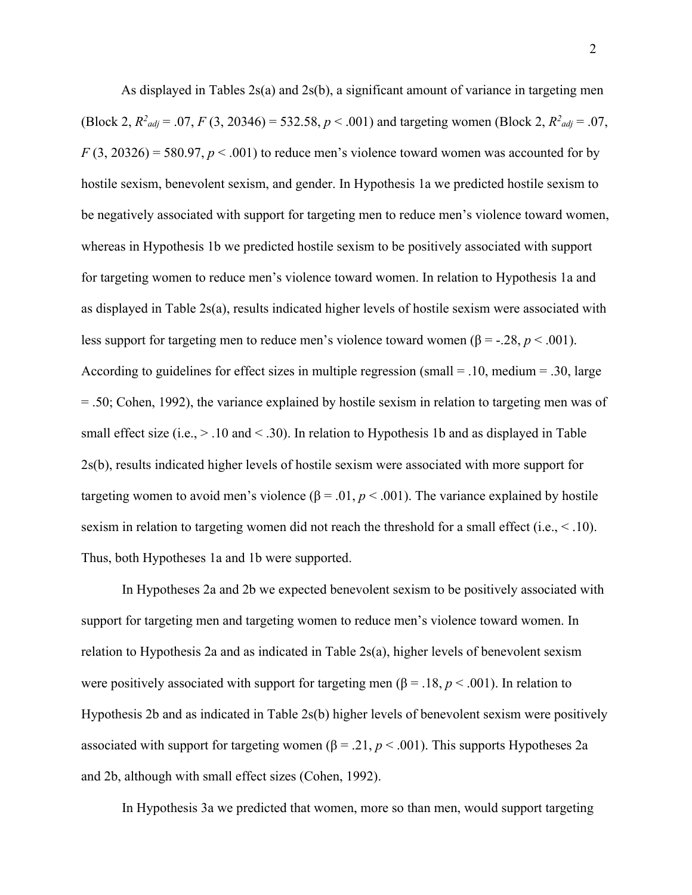As displayed in Tables 2s(a) and 2s(b), a significant amount of variance in targeting men (Block 2, $R^2_{adj}$ = .07, $F$ (3, 20346) = 532.58, $p$ < .001) and targeting women (Block 2, $R^2_{adj}$ = .07, $F$ (3, 20326) = 580.97, $p$ < .001) to reduce men's violence toward women was accounted for by hostile sexism, benevolent sexism, and gender. In Hypothesis 1a we predicted hostile sexism to be negatively associated with support for targeting men to reduce men's violence toward women, whereas in Hypothesis 1b we predicted hostile sexism to be positively associated with support for targeting women to reduce men's violence toward women. In relation to Hypothesis 1a and as displayed in Table 2s(a), results indicated higher levels of hostile sexism were associated with less support for targeting men to reduce men's violence toward women (β = -.28, $p$ < .001). According to guidelines for effect sizes in multiple regression (small = .10, medium = .30, large = .50; Cohen, 1992), the variance explained by hostile sexism in relation to targeting men was of small effect size (i.e., > .10 and < .30). In relation to Hypothesis 1b and as displayed in Table 2s(b), results indicated higher levels of hostile sexism were associated with more support for targeting women to avoid men's violence (β = .01, $p$ < .001). The variance explained by hostile sexism in relation to targeting women did not reach the threshold for a small effect (i.e., < .10). Thus, both Hypotheses 1a and 1b were supported.

In Hypotheses 2a and 2b we expected benevolent sexism to be positively associated with support for targeting men and targeting women to reduce men's violence toward women. In relation to Hypothesis 2a and as indicated in Table 2s(a), higher levels of benevolent sexism were positively associated with support for targeting men (β = .18, $p$ < .001). In relation to Hypothesis 2b and as indicated in Table 2s(b) higher levels of benevolent sexism were positively associated with support for targeting women (β = .21, $p$ < .001). This supports Hypotheses 2a and 2b, although with small effect sizes (Cohen, 1992).

In Hypothesis 3a we predicted that women, more so than men, would support targeting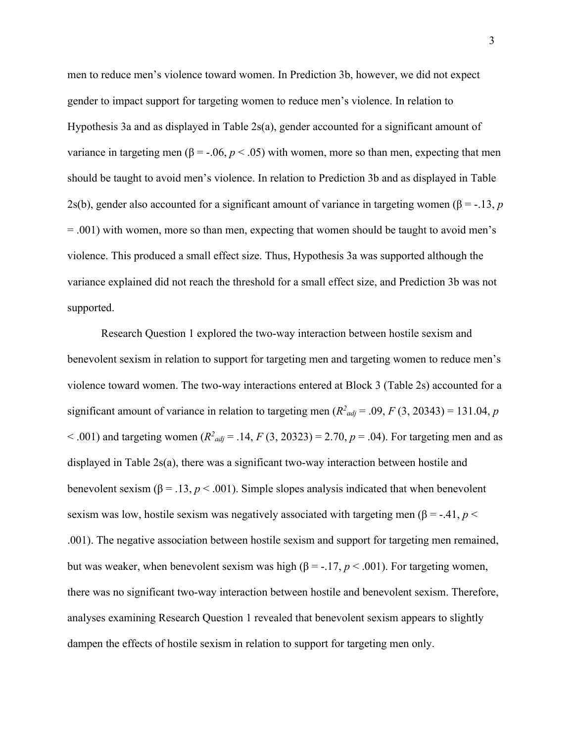men to reduce men's violence toward women. In Prediction 3b, however, we did not expect gender to impact support for targeting women to reduce men's violence. In relation to Hypothesis 3a and as displayed in Table 2s(a), gender accounted for a significant amount of variance in targeting men ($\beta = -.06$, $p < .05$) with women, more so than men, expecting that men should be taught to avoid men's violence. In relation to Prediction 3b and as displayed in Table 2s(b), gender also accounted for a significant amount of variance in targeting women ($\beta = -.13$, $p = .001$) with women, more so than men, expecting that women should be taught to avoid men's violence. This produced a small effect size. Thus, Hypothesis 3a was supported although the variance explained did not reach the threshold for a small effect size, and Prediction 3b was not supported.

Research Question 1 explored the two-way interaction between hostile sexism and benevolent sexism in relation to support for targeting men and targeting women to reduce men's violence toward women. The two-way interactions entered at Block 3 (Table 2s) accounted for a significant amount of variance in relation to targeting men ($R^2_{adj} = .09$, $F$ (3, 20343) = 131.04, $p < .001$) and targeting women ($R^2_{adj} = .14$, $F$ (3, 20323) = 2.70, $p = .04$). For targeting men and as displayed in Table 2s(a), there was a significant two-way interaction between hostile and benevolent sexism ($\beta = .13$, $p < .001$). Simple slopes analysis indicated that when benevolent sexism was low, hostile sexism was negatively associated with targeting men ($\beta = -.41$, $p < .001$). The negative association between hostile sexism and support for targeting men remained, but was weaker, when benevolent sexism was high ($\beta = -.17$, $p < .001$). For targeting women, there was no significant two-way interaction between hostile and benevolent sexism. Therefore, analyses examining Research Question 1 revealed that benevolent sexism appears to slightly dampen the effects of hostile sexism in relation to support for targeting men only.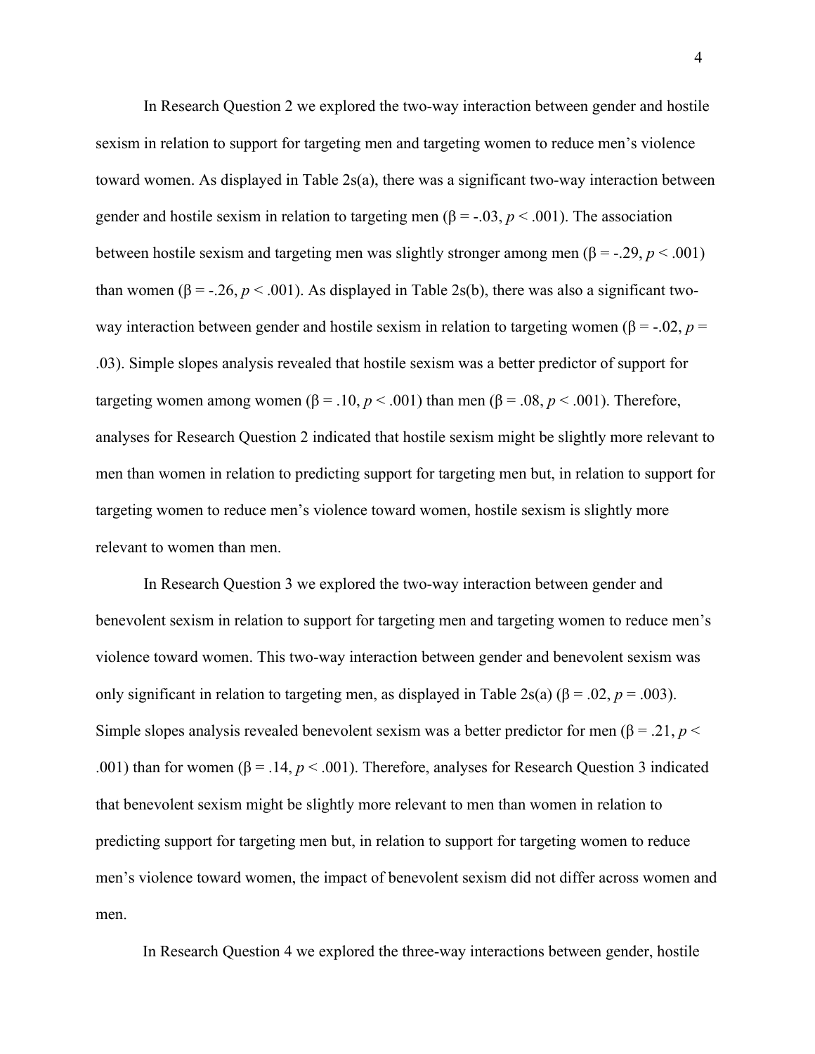In Research Question 2 we explored the two-way interaction between gender and hostile sexism in relation to support for targeting men and targeting women to reduce men's violence toward women. As displayed in Table 2s(a), there was a significant two-way interaction between gender and hostile sexism in relation to targeting men (β = -.03, $p < .001$). The association between hostile sexism and targeting men was slightly stronger among men (β = -.29, $p < .001$) than women (β = -.26, $p < .001$). As displayed in Table 2s(b), there was also a significant two-way interaction between gender and hostile sexism in relation to targeting women (β = -.02, $p =$ .03). Simple slopes analysis revealed that hostile sexism was a better predictor of support for targeting women among women (β = .10, $p < .001$) than men (β = .08, $p < .001$). Therefore, analyses for Research Question 2 indicated that hostile sexism might be slightly more relevant to men than women in relation to predicting support for targeting men but, in relation to support for targeting women to reduce men's violence toward women, hostile sexism is slightly more relevant to women than men.

In Research Question 3 we explored the two-way interaction between gender and benevolent sexism in relation to support for targeting men and targeting women to reduce men's violence toward women. This two-way interaction between gender and benevolent sexism was only significant in relation to targeting men, as displayed in Table 2s(a) (β = .02, $p = .003$). Simple slopes analysis revealed benevolent sexism was a better predictor for men (β = .21, $p <$ .001) than for women (β = .14, $p < .001$). Therefore, analyses for Research Question 3 indicated that benevolent sexism might be slightly more relevant to men than women in relation to predicting support for targeting men but, in relation to support for targeting women to reduce men's violence toward women, the impact of benevolent sexism did not differ across women and men.

In Research Question 4 we explored the three-way interactions between gender, hostile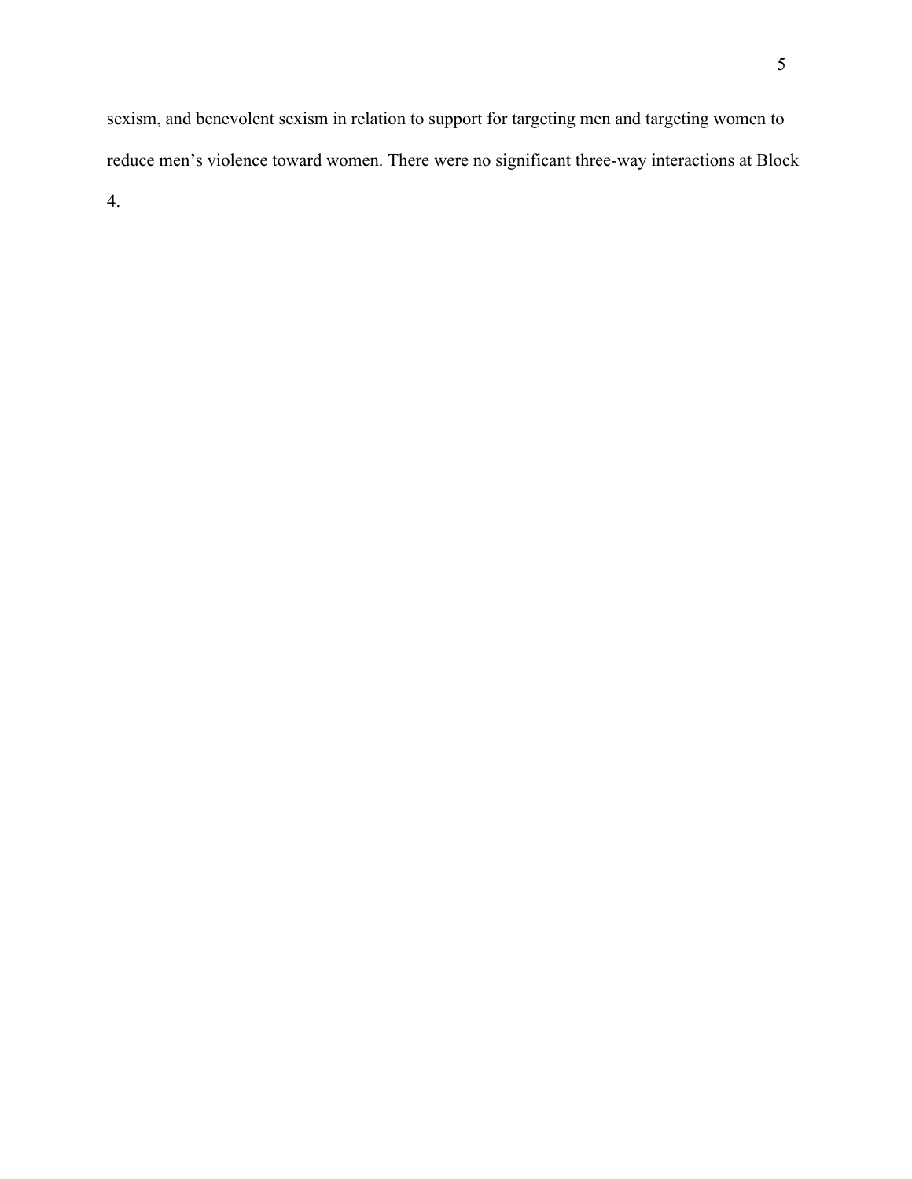sexism, and benevolent sexism in relation to support for targeting men and targeting women to reduce men's violence toward women. There were no significant three-way interactions at Block 4.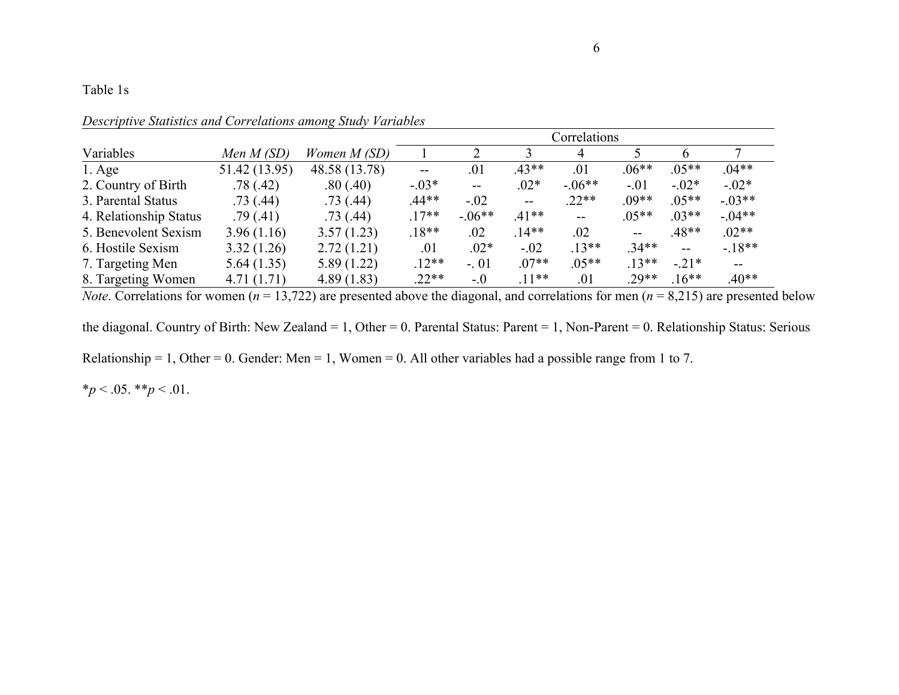Table 1s

*Descriptive Statistics and Correlations among Study Variables*

| Variables | *Men M (SD)* | *Women M (SD)* | Correlations 1 | 2 | 3 | 4 | 5 | 6 | 7 |
|---|---|---|---|---|---|---|---|---|---|
| 1. Age | 51.42 (13.95) | 48.58 (13.78) | -- | .01 | .43** | .01 | .06** | .05** | .04** |
| 2. Country of Birth | .78 (.42) | .80 (.40) | -.03* | -- | .02* | -.06** | -.01 | -.02* | -.02* |
| 3. Parental Status | .73 (.44) | .73 (.44) | .44** | -.02 | -- | .22** | .09** | .05** | -.03** |
| 4. Relationship Status | .79 (.41) | .73 (.44) | .17** | -.06** | .41** | -- | .05** | .03** | -.04** |
| 5. Benevolent Sexism | 3.96 (1.16) | 3.57 (1.23) | .18** | .02 | .14** | .02 | -- | .48** | .02** |
| 6. Hostile Sexism | 3.32 (1.26) | 2.72 (1.21) | .01 | .02* | -.02 | .13** | .34** | -- | -.18** |
| 7. Targeting Men | 5.64 (1.35) | 5.89 (1.22) | .12** | -. 01 | .07** | .05** | .13** | -.21* | -- |
| 8. Targeting Women | 4.71 (1.71) | 4.89 (1.83) | .22** | -.0 | .11** | .01 | .29** | .16** | .40** |

*Note*. Correlations for women ($n$ = 13,722) are presented above the diagonal, and correlations for men ($n$ = 8,215) are presented below the diagonal. Country of Birth: New Zealand = 1, Other = 0. Parental Status: Parent = 1, Non-Parent = 0. Relationship Status: Serious Relationship = 1, Other = 0. Gender: Men = 1, Women = 0. All other variables had a possible range from 1 to 7.

\*$p$ < .05. \*\*$p$ < .01.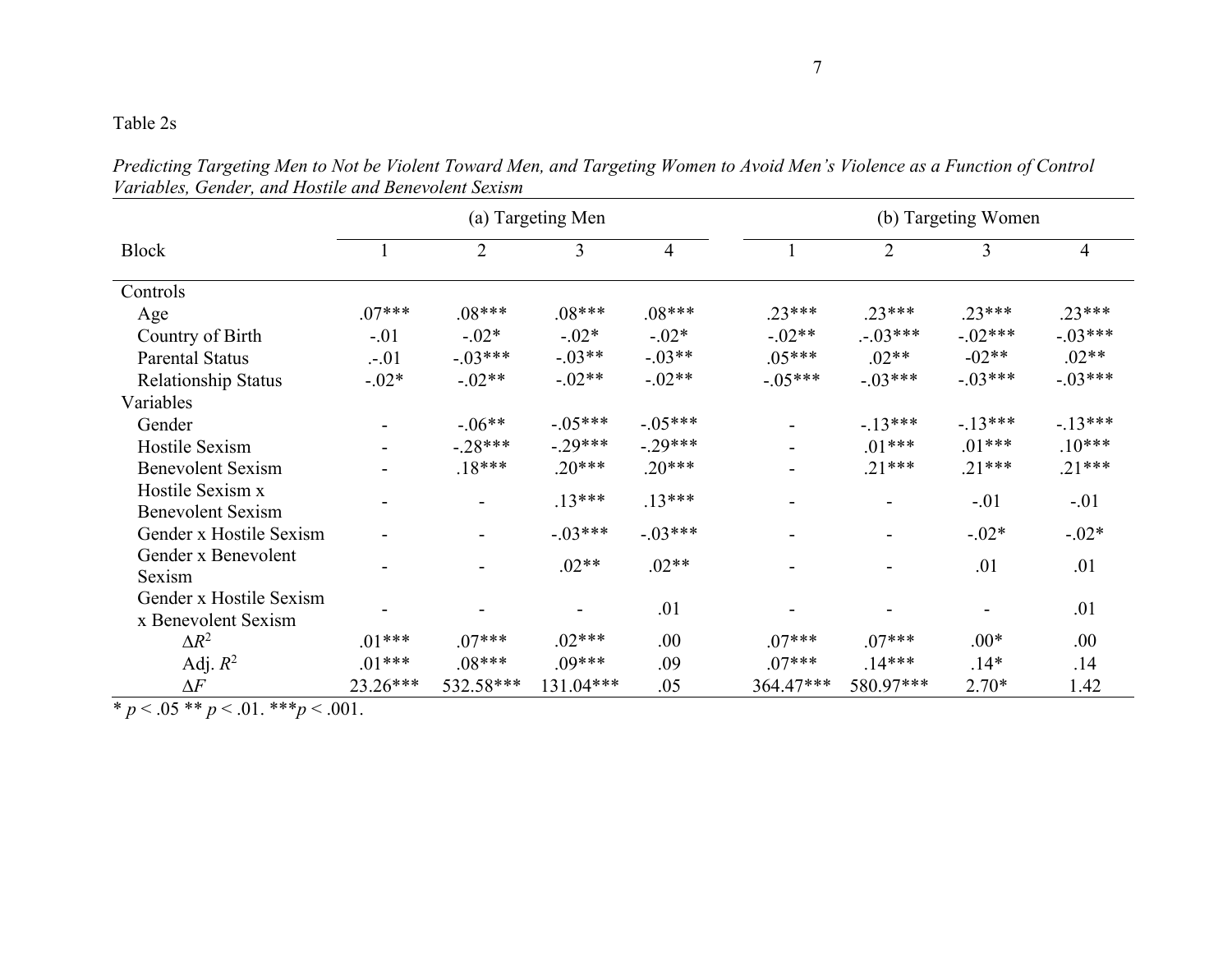Table 2s

*Predicting Targeting Men to Not be Violent Toward Men, and Targeting Women to Avoid Men's Violence as a Function of Control Variables, Gender, and Hostile and Benevolent Sexism*

| | (a) Targeting Men | | | | (b) Targeting Women | | | |
|---|---|---|---|---|---|---|---|---|
| Block | 1 | 2 | 3 | 4 | 1 | 2 | 3 | 4 |
| Controls | | | | | | | | |
| Age | .07*** | .08*** | .08*** | .08*** | .23*** | .23*** | .23*** | .23*** |
| Country of Birth | -.01 | -.02* | -.02* | -.02* | -.02** | .-.03*** | -.02*** | -.03*** |
| Parental Status | .-.01 | -.03*** | -.03** | -.03** | .05*** | .02** | -02** | .02** |
| Relationship Status | -.02* | -.02** | -.02** | -.02** | -.05*** | -.03*** | -.03*** | -.03*** |
| Variables | | | | | | | | |
| Gender | - | -.06** | -.05*** | -.05*** | - | -.13*** | -.13*** | -.13*** |
| Hostile Sexism | - | -.28*** | -.29*** | -.29*** | - | .01*** | .01*** | .10*** |
| Benevolent Sexism | - | .18*** | .20*** | .20*** | - | .21*** | .21*** | .21*** |
| Hostile Sexism x Benevolent Sexism | - | - | .13*** | .13*** | - | - | -.01 | -.01 |
| Gender x Hostile Sexism | - | - | -.03*** | -.03*** | - | - | -.02* | -.02* |
| Gender x Benevolent Sexism | - | - | .02** | .02** | - | - | .01 | .01 |
| Gender x Hostile Sexism x Benevolent Sexism | - | - | - | .01 | - | - | - | .01 |
| $\Delta R^2$ | .01*** | .07*** | .02*** | .00 | .07*** | .07*** | .00* | .00 |
| Adj. $R^2$ | .01*** | .08*** | .09*** | .09 | .07*** | .14*** | .14* | .14 |
| $\Delta F$ | 23.26*** | 532.58*** | 131.04*** | .05 | 364.47*** | 580.97*** | 2.70* | 1.42 |

\* $p < .05$ ** $p < .01$. ***$p < .001$.